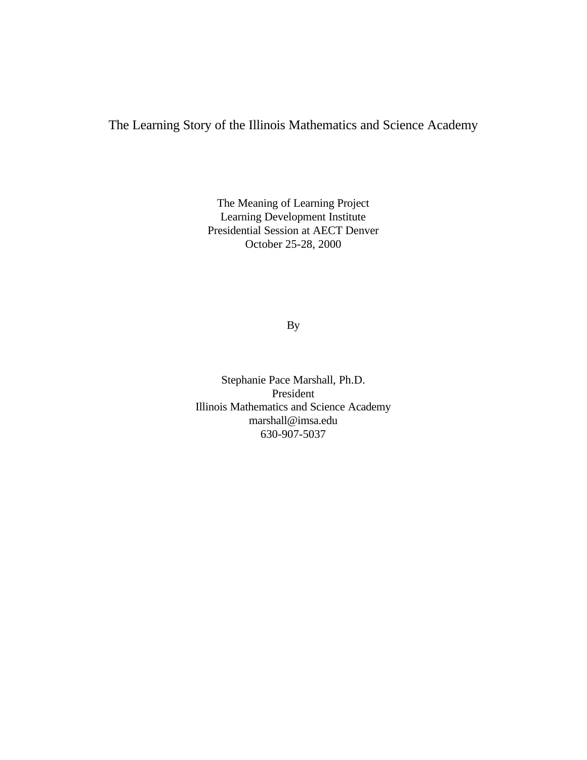# The Learning Story of the Illinois Mathematics and Science Academy

The Meaning of Learning Project
Learning Development Institute
Presidential Session at AECT Denver
October 25-28, 2000

By

Stephanie Pace Marshall, Ph.D.
President
Illinois Mathematics and Science Academy
marshall@imsa.edu
630-907-5037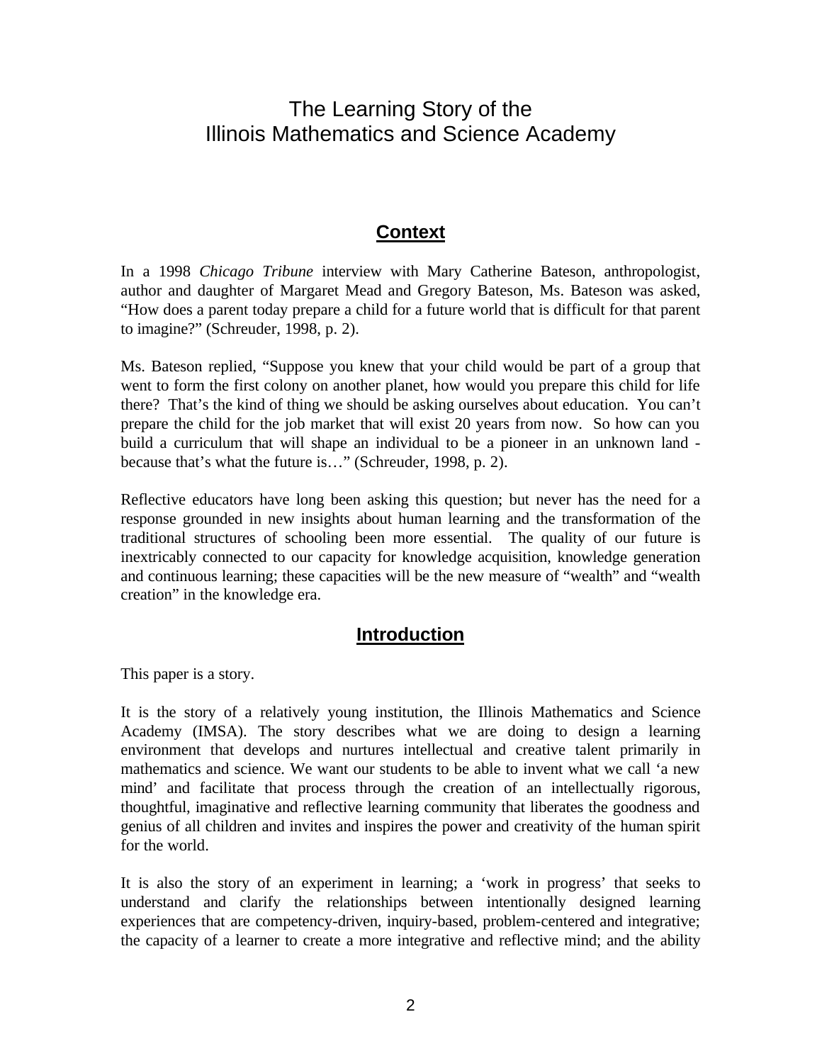# The Learning Story of the Illinois Mathematics and Science Academy

## Context

In a 1998 *Chicago Tribune* interview with Mary Catherine Bateson, anthropologist, author and daughter of Margaret Mead and Gregory Bateson, Ms. Bateson was asked, "How does a parent today prepare a child for a future world that is difficult for that parent to imagine?" (Schreuder, 1998, p. 2).

Ms. Bateson replied, "Suppose you knew that your child would be part of a group that went to form the first colony on another planet, how would you prepare this child for life there? That's the kind of thing we should be asking ourselves about education. You can't prepare the child for the job market that will exist 20 years from now. So how can you build a curriculum that will shape an individual to be a pioneer in an unknown land - because that's what the future is…" (Schreuder, 1998, p. 2).

Reflective educators have long been asking this question; but never has the need for a response grounded in new insights about human learning and the transformation of the traditional structures of schooling been more essential. The quality of our future is inextricably connected to our capacity for knowledge acquisition, knowledge generation and continuous learning; these capacities will be the new measure of "wealth" and "wealth creation" in the knowledge era.

## Introduction

This paper is a story.

It is the story of a relatively young institution, the Illinois Mathematics and Science Academy (IMSA). The story describes what we are doing to design a learning environment that develops and nurtures intellectual and creative talent primarily in mathematics and science. We want our students to be able to invent what we call 'a new mind' and facilitate that process through the creation of an intellectually rigorous, thoughtful, imaginative and reflective learning community that liberates the goodness and genius of all children and invites and inspires the power and creativity of the human spirit for the world.

It is also the story of an experiment in learning; a 'work in progress' that seeks to understand and clarify the relationships between intentionally designed learning experiences that are competency-driven, inquiry-based, problem-centered and integrative; the capacity of a learner to create a more integrative and reflective mind; and the ability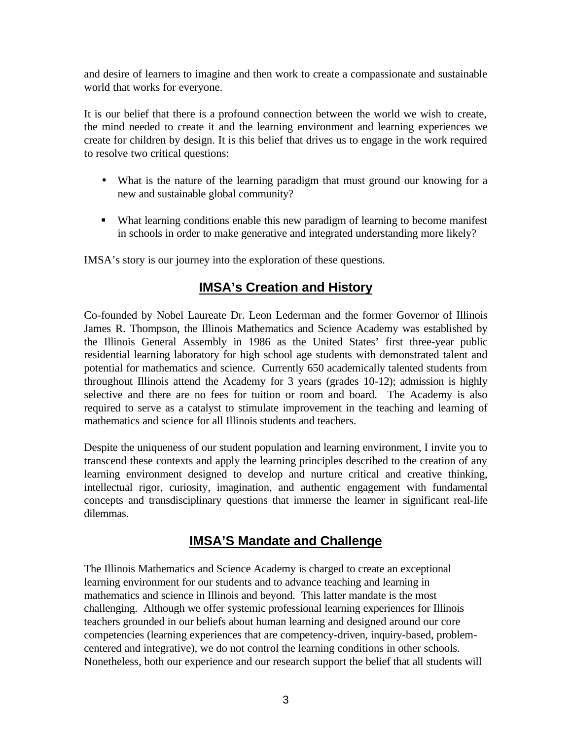and desire of learners to imagine and then work to create a compassionate and sustainable world that works for everyone.

It is our belief that there is a profound connection between the world we wish to create, the mind needed to create it and the learning environment and learning experiences we create for children by design. It is this belief that drives us to engage in the work required to resolve two critical questions:

- What is the nature of the learning paradigm that must ground our knowing for a new and sustainable global community?
- What learning conditions enable this new paradigm of learning to become manifest in schools in order to make generative and integrated understanding more likely?

IMSA's story is our journey into the exploration of these questions.

## IMSA's Creation and History

Co-founded by Nobel Laureate Dr. Leon Lederman and the former Governor of Illinois James R. Thompson, the Illinois Mathematics and Science Academy was established by the Illinois General Assembly in 1986 as the United States' first three-year public residential learning laboratory for high school age students with demonstrated talent and potential for mathematics and science. Currently 650 academically talented students from throughout Illinois attend the Academy for 3 years (grades 10-12); admission is highly selective and there are no fees for tuition or room and board. The Academy is also required to serve as a catalyst to stimulate improvement in the teaching and learning of mathematics and science for all Illinois students and teachers.

Despite the uniqueness of our student population and learning environment, I invite you to transcend these contexts and apply the learning principles described to the creation of any learning environment designed to develop and nurture critical and creative thinking, intellectual rigor, curiosity, imagination, and authentic engagement with fundamental concepts and transdisciplinary questions that immerse the learner in significant real-life dilemmas.

## IMSA'S Mandate and Challenge

The Illinois Mathematics and Science Academy is charged to create an exceptional learning environment for our students and to advance teaching and learning in mathematics and science in Illinois and beyond. This latter mandate is the most challenging. Although we offer systemic professional learning experiences for Illinois teachers grounded in our beliefs about human learning and designed around our core competencies (learning experiences that are competency-driven, inquiry-based, problem-centered and integrative), we do not control the learning conditions in other schools. Nonetheless, both our experience and our research support the belief that all students will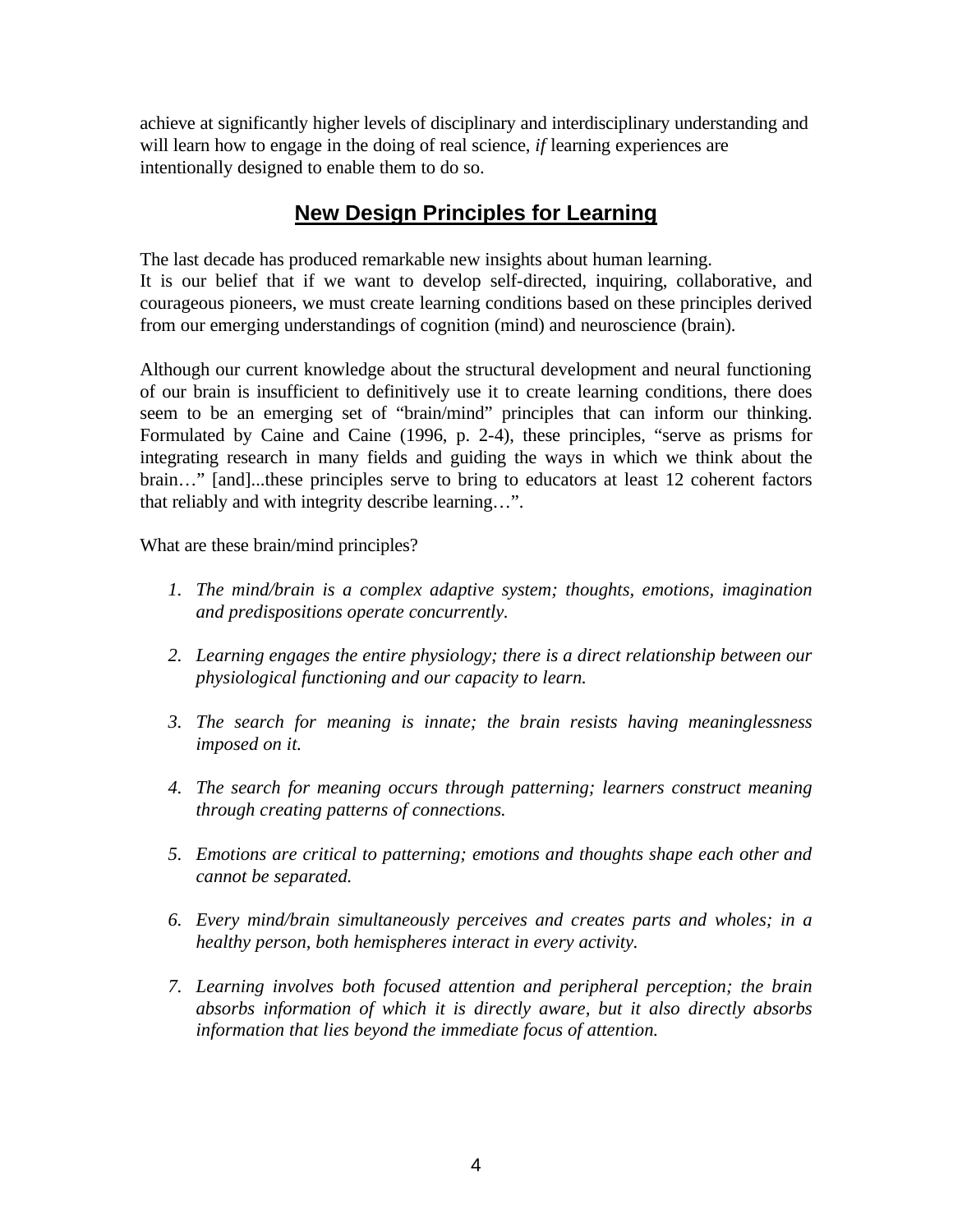achieve at significantly higher levels of disciplinary and interdisciplinary understanding and will learn how to engage in the doing of real science, *if* learning experiences are intentionally designed to enable them to do so.

## New Design Principles for Learning

The last decade has produced remarkable new insights about human learning.
It is our belief that if we want to develop self-directed, inquiring, collaborative, and courageous pioneers, we must create learning conditions based on these principles derived from our emerging understandings of cognition (mind) and neuroscience (brain).

Although our current knowledge about the structural development and neural functioning of our brain is insufficient to definitively use it to create learning conditions, there does seem to be an emerging set of "brain/mind" principles that can inform our thinking. Formulated by Caine and Caine (1996, p. 2-4), these principles, "serve as prisms for integrating research in many fields and guiding the ways in which we think about the brain…" [and]...these principles serve to bring to educators at least 12 coherent factors that reliably and with integrity describe learning…".

What are these brain/mind principles?

1. *The mind/brain is a complex adaptive system; thoughts, emotions, imagination and predispositions operate concurrently.*

2. *Learning engages the entire physiology; there is a direct relationship between our physiological functioning and our capacity to learn.*

3. *The search for meaning is innate; the brain resists having meaninglessness imposed on it.*

4. *The search for meaning occurs through patterning; learners construct meaning through creating patterns of connections.*

5. *Emotions are critical to patterning; emotions and thoughts shape each other and cannot be separated.*

6. *Every mind/brain simultaneously perceives and creates parts and wholes; in a healthy person, both hemispheres interact in every activity.*

7. *Learning involves both focused attention and peripheral perception; the brain absorbs information of which it is directly aware, but it also directly absorbs information that lies beyond the immediate focus of attention.*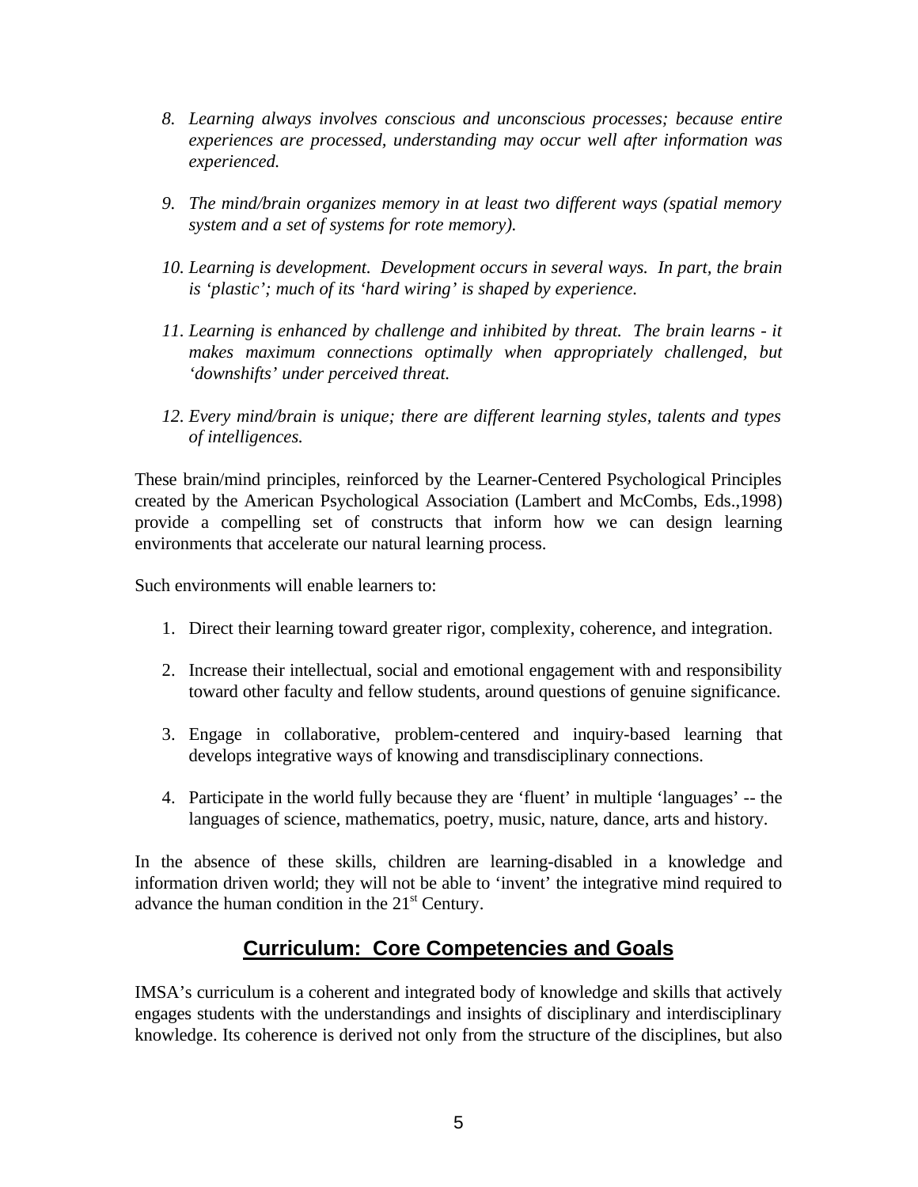8. *Learning always involves conscious and unconscious processes; because entire experiences are processed, understanding may occur well after information was experienced.*

9. *The mind/brain organizes memory in at least two different ways (spatial memory system and a set of systems for rote memory).*

10. *Learning is development. Development occurs in several ways. In part, the brain is 'plastic'; much of its 'hard wiring' is shaped by experience.*

11. *Learning is enhanced by challenge and inhibited by threat. The brain learns - it makes maximum connections optimally when appropriately challenged, but 'downshifts' under perceived threat.*

12. *Every mind/brain is unique; there are different learning styles, talents and types of intelligences.*

These brain/mind principles, reinforced by the Learner-Centered Psychological Principles created by the American Psychological Association (Lambert and McCombs, Eds.,1998) provide a compelling set of constructs that inform how we can design learning environments that accelerate our natural learning process.

Such environments will enable learners to:

1. Direct their learning toward greater rigor, complexity, coherence, and integration.

2. Increase their intellectual, social and emotional engagement with and responsibility toward other faculty and fellow students, around questions of genuine significance.

3. Engage in collaborative, problem-centered and inquiry-based learning that develops integrative ways of knowing and transdisciplinary connections.

4. Participate in the world fully because they are 'fluent' in multiple 'languages' -- the languages of science, mathematics, poetry, music, nature, dance, arts and history.

In the absence of these skills, children are learning-disabled in a knowledge and information driven world; they will not be able to 'invent' the integrative mind required to advance the human condition in the 21st Century.

## Curriculum: Core Competencies and Goals

IMSA's curriculum is a coherent and integrated body of knowledge and skills that actively engages students with the understandings and insights of disciplinary and interdisciplinary knowledge. Its coherence is derived not only from the structure of the disciplines, but also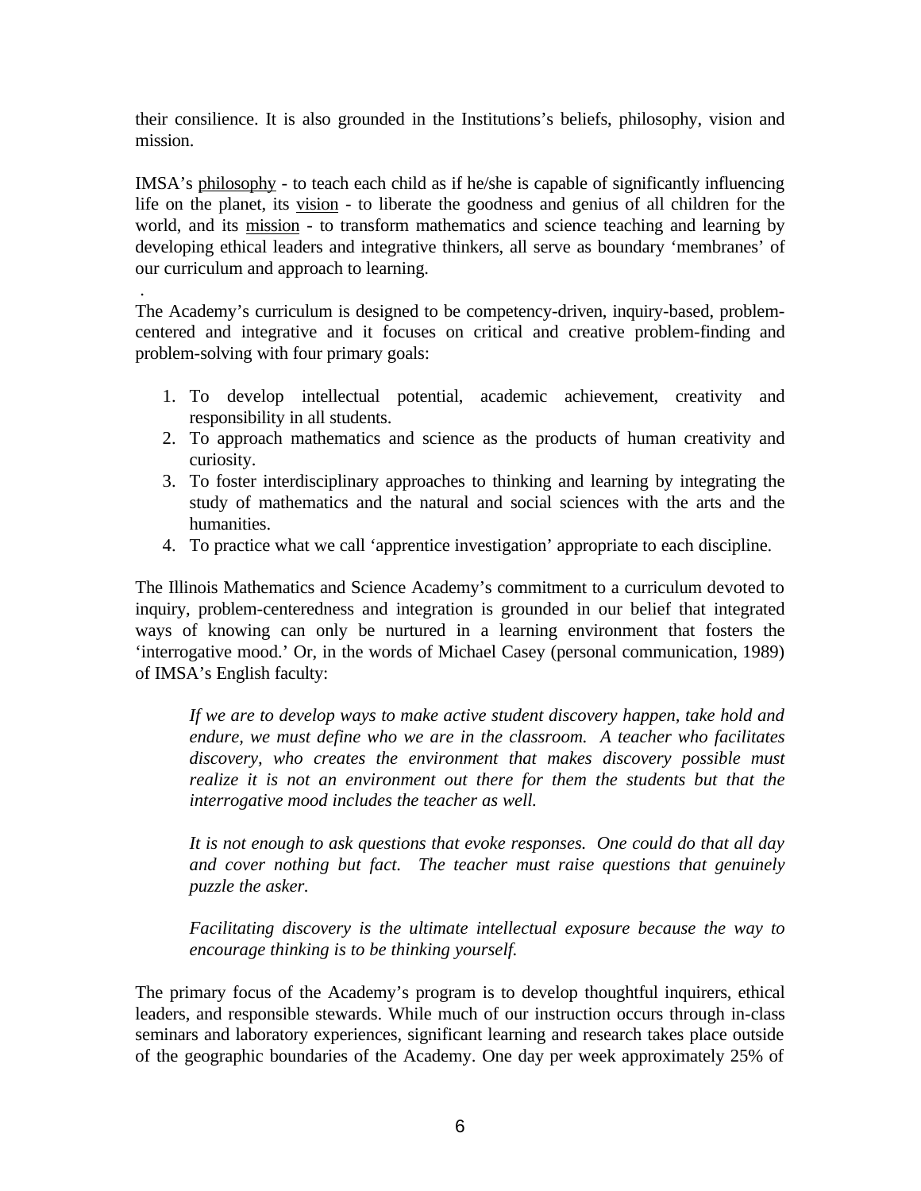their consilience. It is also grounded in the Institutions's beliefs, philosophy, vision and mission.

IMSA's <u>philosophy</u> - to teach each child as if he/she is capable of significantly influencing life on the planet, its <u>vision</u> - to liberate the goodness and genius of all children for the world, and its <u>mission</u> - to transform mathematics and science teaching and learning by developing ethical leaders and integrative thinkers, all serve as boundary 'membranes' of our curriculum and approach to learning.

.

The Academy's curriculum is designed to be competency-driven, inquiry-based, problem-centered and integrative and it focuses on critical and creative problem-finding and problem-solving with four primary goals:

1. To develop intellectual potential, academic achievement, creativity and responsibility in all students.
2. To approach mathematics and science as the products of human creativity and curiosity.
3. To foster interdisciplinary approaches to thinking and learning by integrating the study of mathematics and the natural and social sciences with the arts and the humanities.
4. To practice what we call 'apprentice investigation' appropriate to each discipline.

The Illinois Mathematics and Science Academy's commitment to a curriculum devoted to inquiry, problem-centeredness and integration is grounded in our belief that integrated ways of knowing can only be nurtured in a learning environment that fosters the 'interrogative mood.' Or, in the words of Michael Casey (personal communication, 1989) of IMSA's English faculty:

> *If we are to develop ways to make active student discovery happen, take hold and endure, we must define who we are in the classroom. A teacher who facilitates discovery, who creates the environment that makes discovery possible must realize it is not an environment out there for them the students but that the interrogative mood includes the teacher as well.*
>
> *It is not enough to ask questions that evoke responses. One could do that all day and cover nothing but fact. The teacher must raise questions that genuinely puzzle the asker.*
>
> *Facilitating discovery is the ultimate intellectual exposure because the way to encourage thinking is to be thinking yourself.*

The primary focus of the Academy's program is to develop thoughtful inquirers, ethical leaders, and responsible stewards. While much of our instruction occurs through in-class seminars and laboratory experiences, significant learning and research takes place outside of the geographic boundaries of the Academy. One day per week approximately 25% of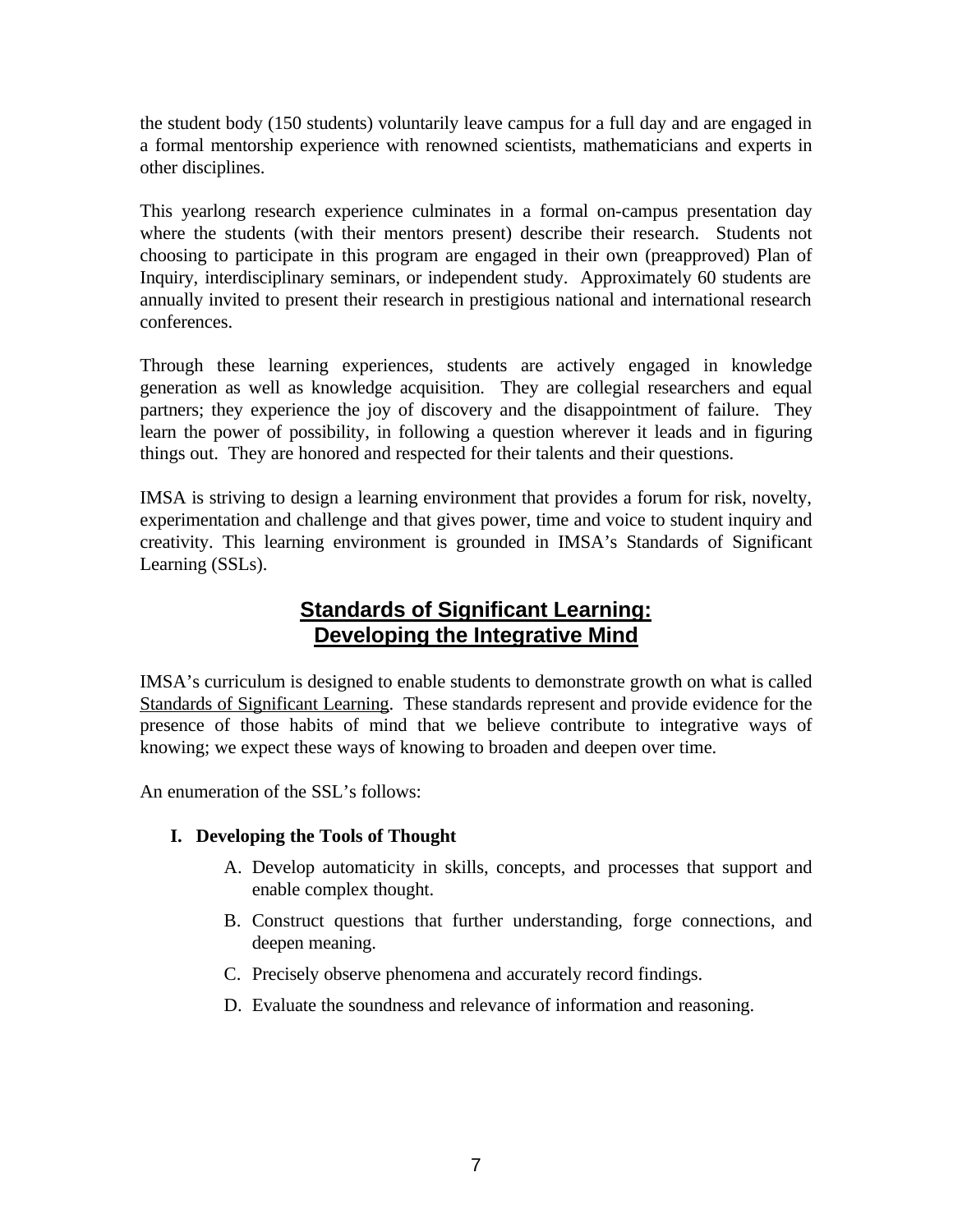the student body (150 students) voluntarily leave campus for a full day and are engaged in a formal mentorship experience with renowned scientists, mathematicians and experts in other disciplines.

This yearlong research experience culminates in a formal on-campus presentation day where the students (with their mentors present) describe their research. Students not choosing to participate in this program are engaged in their own (preapproved) Plan of Inquiry, interdisciplinary seminars, or independent study. Approximately 60 students are annually invited to present their research in prestigious national and international research conferences.

Through these learning experiences, students are actively engaged in knowledge generation as well as knowledge acquisition. They are collegial researchers and equal partners; they experience the joy of discovery and the disappointment of failure. They learn the power of possibility, in following a question wherever it leads and in figuring things out. They are honored and respected for their talents and their questions.

IMSA is striving to design a learning environment that provides a forum for risk, novelty, experimentation and challenge and that gives power, time and voice to student inquiry and creativity. This learning environment is grounded in IMSA's Standards of Significant Learning (SSLs).

## Standards of Significant Learning: Developing the Integrative Mind

IMSA's curriculum is designed to enable students to demonstrate growth on what is called Standards of Significant Learning. These standards represent and provide evidence for the presence of those habits of mind that we believe contribute to integrative ways of knowing; we expect these ways of knowing to broaden and deepen over time.

An enumeration of the SSL's follows:

**I. Developing the Tools of Thought**

A. Develop automaticity in skills, concepts, and processes that support and enable complex thought.

B. Construct questions that further understanding, forge connections, and deepen meaning.

C. Precisely observe phenomena and accurately record findings.

D. Evaluate the soundness and relevance of information and reasoning.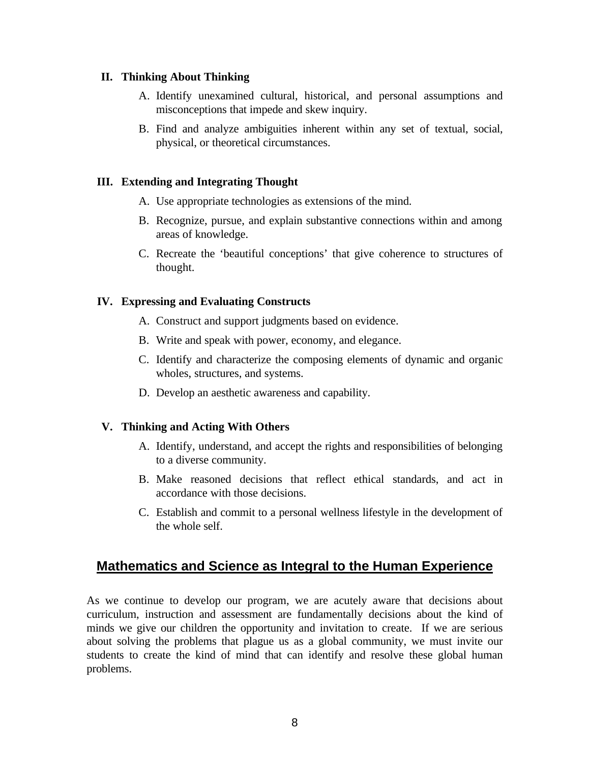**II. Thinking About Thinking**

A. Identify unexamined cultural, historical, and personal assumptions and misconceptions that impede and skew inquiry.

B. Find and analyze ambiguities inherent within any set of textual, social, physical, or theoretical circumstances.

**III. Extending and Integrating Thought**

A. Use appropriate technologies as extensions of the mind.

B. Recognize, pursue, and explain substantive connections within and among areas of knowledge.

C. Recreate the 'beautiful conceptions' that give coherence to structures of thought.

**IV. Expressing and Evaluating Constructs**

A. Construct and support judgments based on evidence.

B. Write and speak with power, economy, and elegance.

C. Identify and characterize the composing elements of dynamic and organic wholes, structures, and systems.

D. Develop an aesthetic awareness and capability.

**V. Thinking and Acting With Others**

A. Identify, understand, and accept the rights and responsibilities of belonging to a diverse community.

B. Make reasoned decisions that reflect ethical standards, and act in accordance with those decisions.

C. Establish and commit to a personal wellness lifestyle in the development of the whole self.

## Mathematics and Science as Integral to the Human Experience

As we continue to develop our program, we are acutely aware that decisions about curriculum, instruction and assessment are fundamentally decisions about the kind of minds we give our children the opportunity and invitation to create. If we are serious about solving the problems that plague us as a global community, we must invite our students to create the kind of mind that can identify and resolve these global human problems.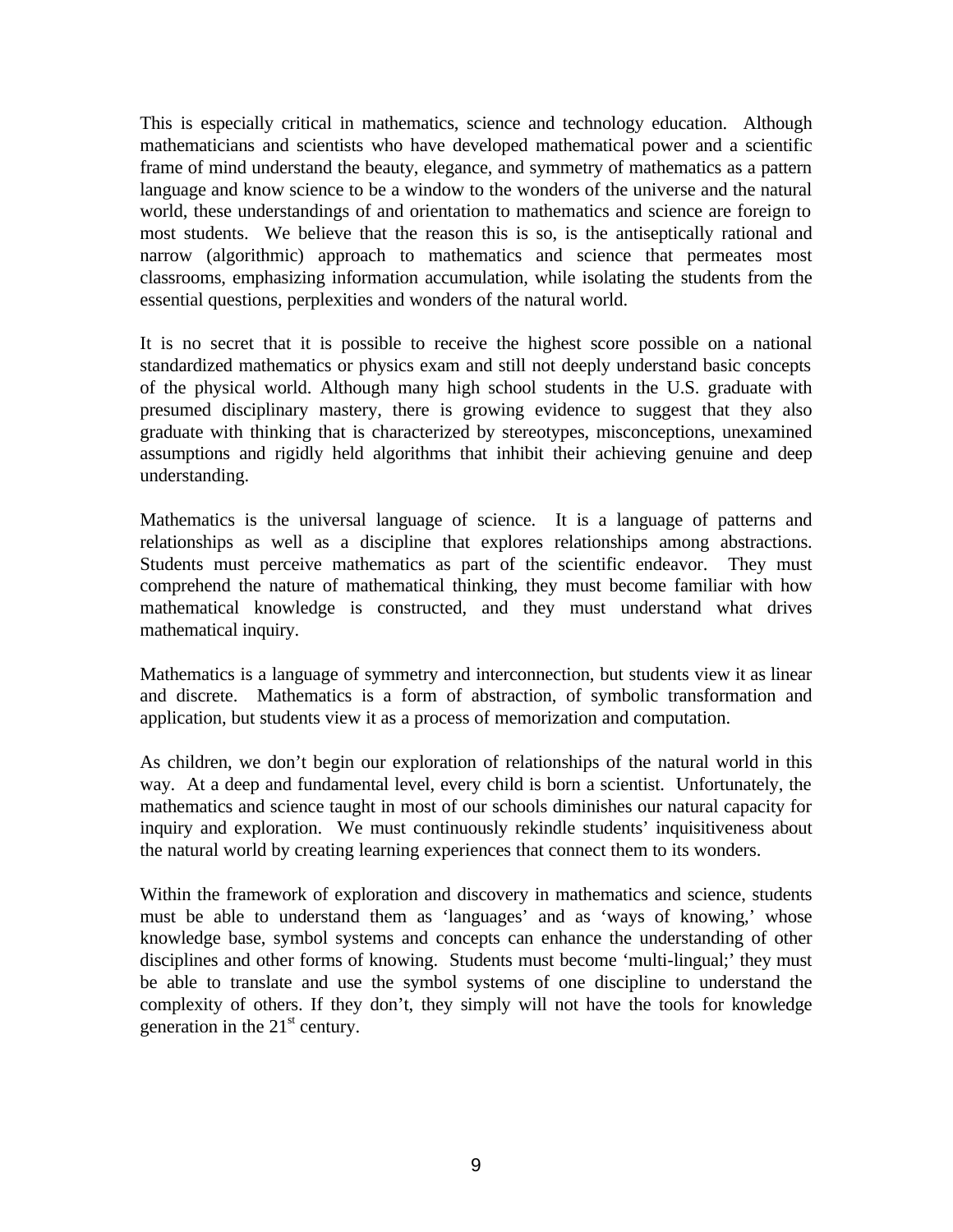This is especially critical in mathematics, science and technology education. Although mathematicians and scientists who have developed mathematical power and a scientific frame of mind understand the beauty, elegance, and symmetry of mathematics as a pattern language and know science to be a window to the wonders of the universe and the natural world, these understandings of and orientation to mathematics and science are foreign to most students. We believe that the reason this is so, is the antiseptically rational and narrow (algorithmic) approach to mathematics and science that permeates most classrooms, emphasizing information accumulation, while isolating the students from the essential questions, perplexities and wonders of the natural world.

It is no secret that it is possible to receive the highest score possible on a national standardized mathematics or physics exam and still not deeply understand basic concepts of the physical world. Although many high school students in the U.S. graduate with presumed disciplinary mastery, there is growing evidence to suggest that they also graduate with thinking that is characterized by stereotypes, misconceptions, unexamined assumptions and rigidly held algorithms that inhibit their achieving genuine and deep understanding.

Mathematics is the universal language of science. It is a language of patterns and relationships as well as a discipline that explores relationships among abstractions. Students must perceive mathematics as part of the scientific endeavor. They must comprehend the nature of mathematical thinking, they must become familiar with how mathematical knowledge is constructed, and they must understand what drives mathematical inquiry.

Mathematics is a language of symmetry and interconnection, but students view it as linear and discrete. Mathematics is a form of abstraction, of symbolic transformation and application, but students view it as a process of memorization and computation.

As children, we don't begin our exploration of relationships of the natural world in this way. At a deep and fundamental level, every child is born a scientist. Unfortunately, the mathematics and science taught in most of our schools diminishes our natural capacity for inquiry and exploration. We must continuously rekindle students' inquisitiveness about the natural world by creating learning experiences that connect them to its wonders.

Within the framework of exploration and discovery in mathematics and science, students must be able to understand them as 'languages' and as 'ways of knowing,' whose knowledge base, symbol systems and concepts can enhance the understanding of other disciplines and other forms of knowing. Students must become 'multi-lingual;' they must be able to translate and use the symbol systems of one discipline to understand the complexity of others. If they don't, they simply will not have the tools for knowledge generation in the 21st century.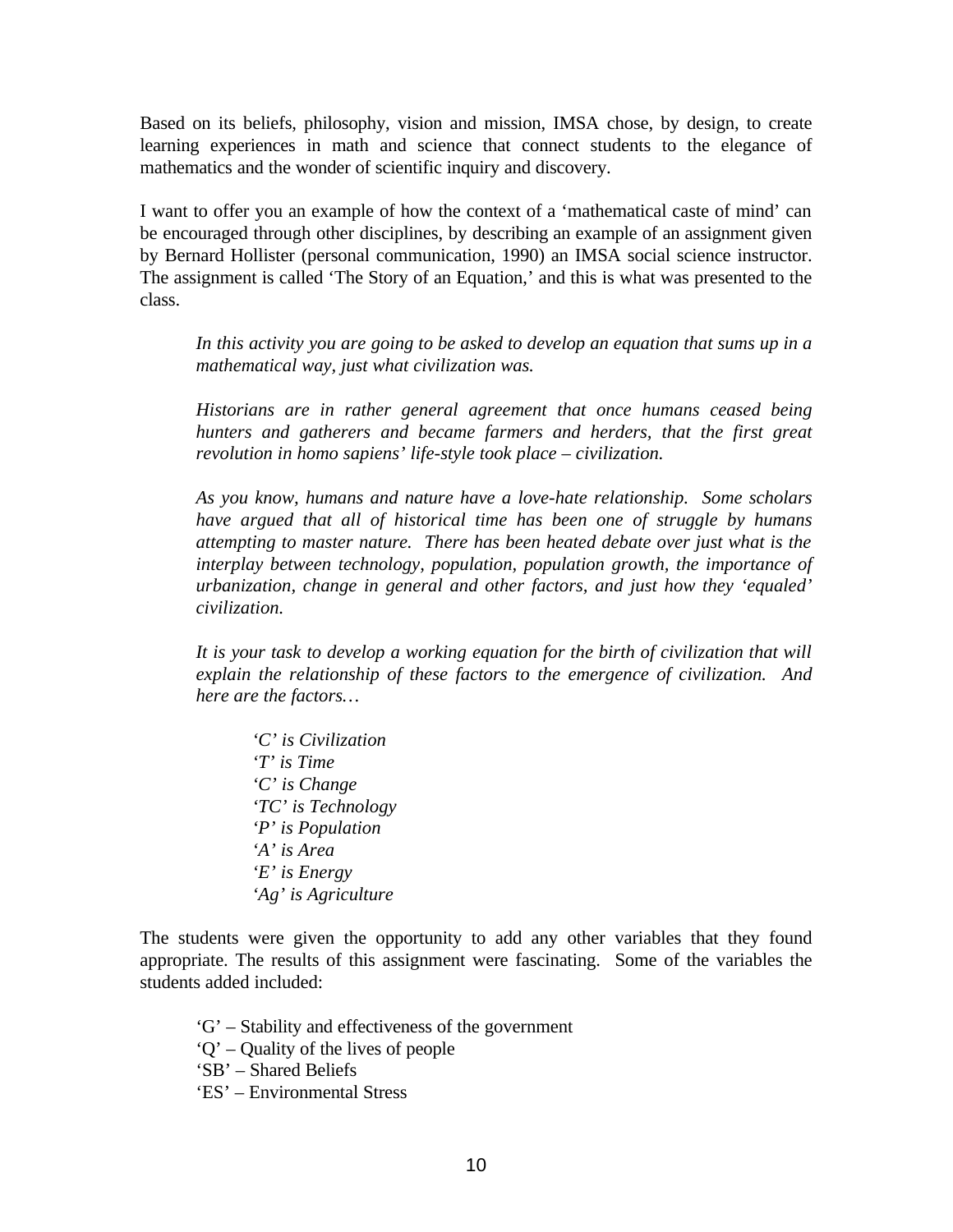Based on its beliefs, philosophy, vision and mission, IMSA chose, by design, to create learning experiences in math and science that connect students to the elegance of mathematics and the wonder of scientific inquiry and discovery.

I want to offer you an example of how the context of a 'mathematical caste of mind' can be encouraged through other disciplines, by describing an example of an assignment given by Bernard Hollister (personal communication, 1990) an IMSA social science instructor. The assignment is called 'The Story of an Equation,' and this is what was presented to the class.

> *In this activity you are going to be asked to develop an equation that sums up in a mathematical way, just what civilization was.*
>
> *Historians are in rather general agreement that once humans ceased being hunters and gatherers and became farmers and herders, that the first great revolution in homo sapiens' life-style took place – civilization.*
>
> *As you know, humans and nature have a love-hate relationship. Some scholars have argued that all of historical time has been one of struggle by humans attempting to master nature. There has been heated debate over just what is the interplay between technology, population, population growth, the importance of urbanization, change in general and other factors, and just how they 'equaled' civilization.*
>
> *It is your task to develop a working equation for the birth of civilization that will explain the relationship of these factors to the emergence of civilization. And here are the factors…*
>
> *'C' is Civilization*
> *'T' is Time*
> *'C' is Change*
> *'TC' is Technology*
> *'P' is Population*
> *'A' is Area*
> *'E' is Energy*
> *'Ag' is Agriculture*

The students were given the opportunity to add any other variables that they found appropriate. The results of this assignment were fascinating. Some of the variables the students added included:

- 'G' – Stability and effectiveness of the government
- 'Q' – Quality of the lives of people
- 'SB' – Shared Beliefs
- 'ES' – Environmental Stress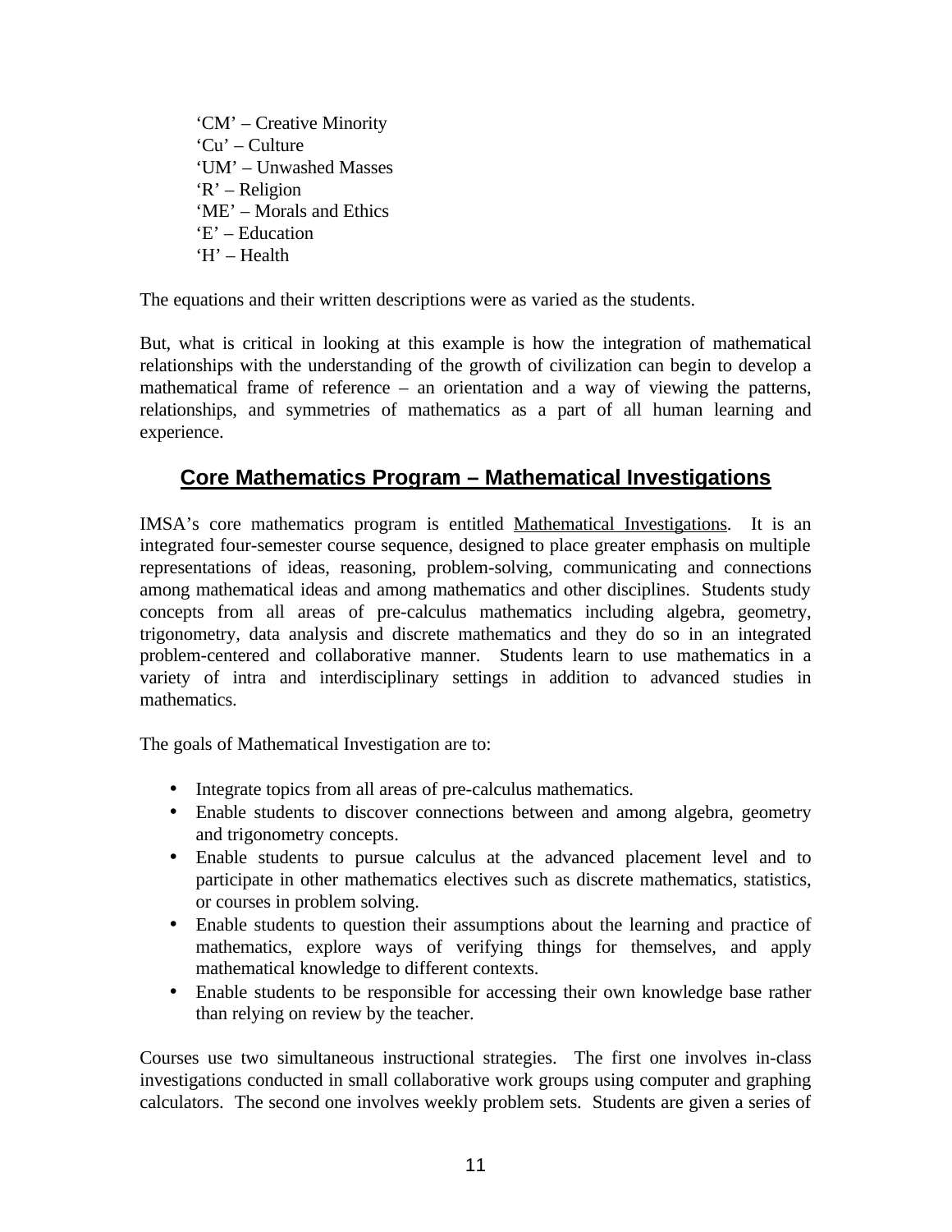‘CM’ – Creative Minority
‘Cu’ – Culture
‘UM’ – Unwashed Masses
‘R’ – Religion
‘ME’ – Morals and Ethics
‘E’ – Education
‘H’ – Health

The equations and their written descriptions were as varied as the students.

But, what is critical in looking at this example is how the integration of mathematical relationships with the understanding of the growth of civilization can begin to develop a mathematical frame of reference – an orientation and a way of viewing the patterns, relationships, and symmetries of mathematics as a part of all human learning and experience.

## Core Mathematics Program – Mathematical Investigations

IMSA’s core mathematics program is entitled Mathematical Investigations. It is an integrated four-semester course sequence, designed to place greater emphasis on multiple representations of ideas, reasoning, problem-solving, communicating and connections among mathematical ideas and among mathematics and other disciplines. Students study concepts from all areas of pre-calculus mathematics including algebra, geometry, trigonometry, data analysis and discrete mathematics and they do so in an integrated problem-centered and collaborative manner. Students learn to use mathematics in a variety of intra and interdisciplinary settings in addition to advanced studies in mathematics.

The goals of Mathematical Investigation are to:

- Integrate topics from all areas of pre-calculus mathematics.
- Enable students to discover connections between and among algebra, geometry and trigonometry concepts.
- Enable students to pursue calculus at the advanced placement level and to participate in other mathematics electives such as discrete mathematics, statistics, or courses in problem solving.
- Enable students to question their assumptions about the learning and practice of mathematics, explore ways of verifying things for themselves, and apply mathematical knowledge to different contexts.
- Enable students to be responsible for accessing their own knowledge base rather than relying on review by the teacher.

Courses use two simultaneous instructional strategies. The first one involves in-class investigations conducted in small collaborative work groups using computer and graphing calculators. The second one involves weekly problem sets. Students are given a series of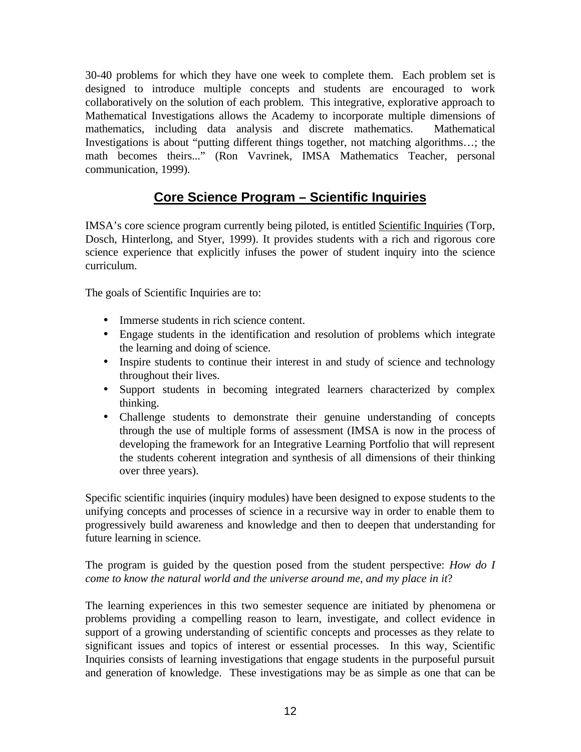30-40 problems for which they have one week to complete them. Each problem set is designed to introduce multiple concepts and students are encouraged to work collaboratively on the solution of each problem. This integrative, explorative approach to Mathematical Investigations allows the Academy to incorporate multiple dimensions of mathematics, including data analysis and discrete mathematics. Mathematical Investigations is about "putting different things together, not matching algorithms…; the math becomes theirs..." (Ron Vavrinek, IMSA Mathematics Teacher, personal communication, 1999).

## **Core Science Program – Scientific Inquiries**

IMSA's core science program currently being piloted, is entitled Scientific Inquiries (Torp, Dosch, Hinterlong, and Styer, 1999). It provides students with a rich and rigorous core science experience that explicitly infuses the power of student inquiry into the science curriculum.

The goals of Scientific Inquiries are to:

- Immerse students in rich science content.
- Engage students in the identification and resolution of problems which integrate the learning and doing of science.
- Inspire students to continue their interest in and study of science and technology throughout their lives.
- Support students in becoming integrated learners characterized by complex thinking.
- Challenge students to demonstrate their genuine understanding of concepts through the use of multiple forms of assessment (IMSA is now in the process of developing the framework for an Integrative Learning Portfolio that will represent the students coherent integration and synthesis of all dimensions of their thinking over three years).

Specific scientific inquiries (inquiry modules) have been designed to expose students to the unifying concepts and processes of science in a recursive way in order to enable them to progressively build awareness and knowledge and then to deepen that understanding for future learning in science.

The program is guided by the question posed from the student perspective: *How do I come to know the natural world and the universe around me, and my place in it*?

The learning experiences in this two semester sequence are initiated by phenomena or problems providing a compelling reason to learn, investigate, and collect evidence in support of a growing understanding of scientific concepts and processes as they relate to significant issues and topics of interest or essential processes. In this way, Scientific Inquiries consists of learning investigations that engage students in the purposeful pursuit and generation of knowledge. These investigations may be as simple as one that can be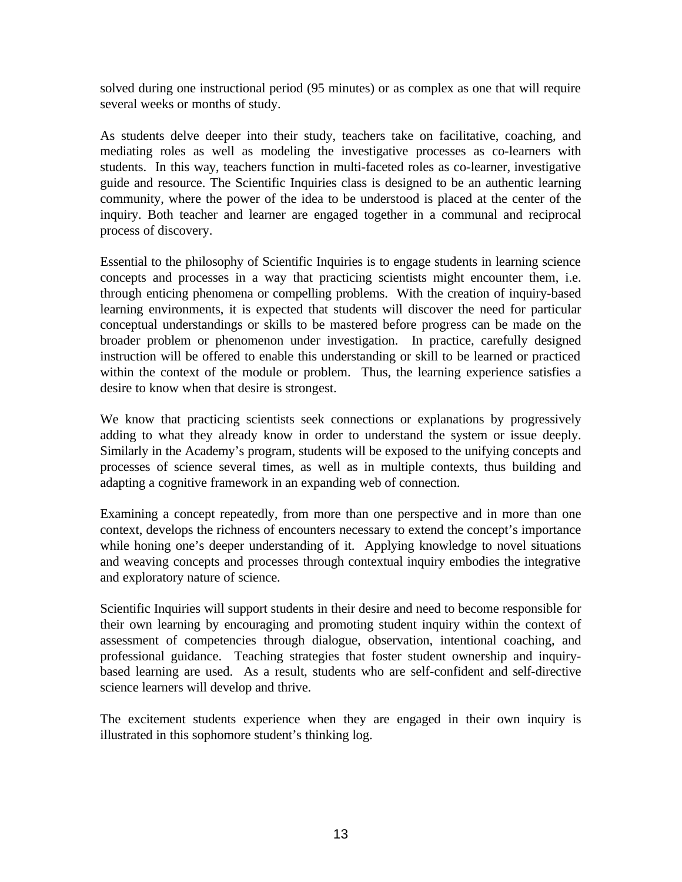solved during one instructional period (95 minutes) or as complex as one that will require several weeks or months of study.

As students delve deeper into their study, teachers take on facilitative, coaching, and mediating roles as well as modeling the investigative processes as co-learners with students. In this way, teachers function in multi-faceted roles as co-learner, investigative guide and resource. The Scientific Inquiries class is designed to be an authentic learning community, where the power of the idea to be understood is placed at the center of the inquiry. Both teacher and learner are engaged together in a communal and reciprocal process of discovery.

Essential to the philosophy of Scientific Inquiries is to engage students in learning science concepts and processes in a way that practicing scientists might encounter them, i.e. through enticing phenomena or compelling problems. With the creation of inquiry-based learning environments, it is expected that students will discover the need for particular conceptual understandings or skills to be mastered before progress can be made on the broader problem or phenomenon under investigation. In practice, carefully designed instruction will be offered to enable this understanding or skill to be learned or practiced within the context of the module or problem. Thus, the learning experience satisfies a desire to know when that desire is strongest.

We know that practicing scientists seek connections or explanations by progressively adding to what they already know in order to understand the system or issue deeply. Similarly in the Academy's program, students will be exposed to the unifying concepts and processes of science several times, as well as in multiple contexts, thus building and adapting a cognitive framework in an expanding web of connection.

Examining a concept repeatedly, from more than one perspective and in more than one context, develops the richness of encounters necessary to extend the concept's importance while honing one's deeper understanding of it. Applying knowledge to novel situations and weaving concepts and processes through contextual inquiry embodies the integrative and exploratory nature of science.

Scientific Inquiries will support students in their desire and need to become responsible for their own learning by encouraging and promoting student inquiry within the context of assessment of competencies through dialogue, observation, intentional coaching, and professional guidance. Teaching strategies that foster student ownership and inquiry-based learning are used. As a result, students who are self-confident and self-directive science learners will develop and thrive.

The excitement students experience when they are engaged in their own inquiry is illustrated in this sophomore student's thinking log.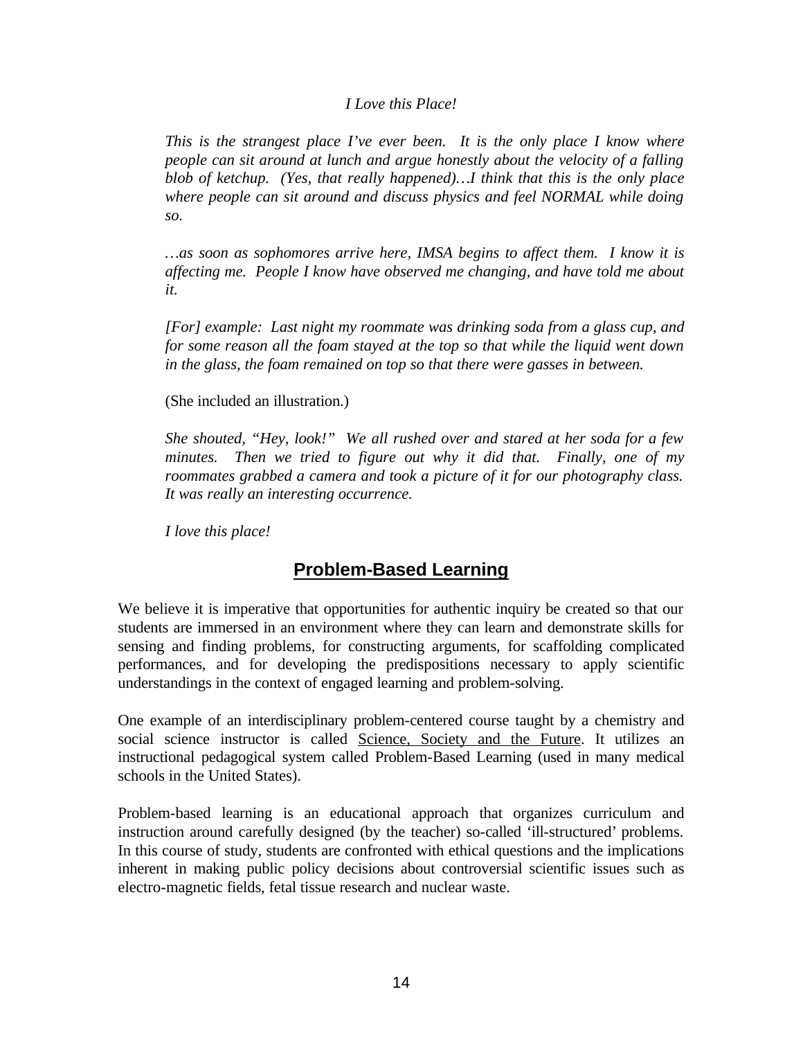*I Love this Place!*

*This is the strangest place I've ever been. It is the only place I know where people can sit around at lunch and argue honestly about the velocity of a falling blob of ketchup. (Yes, that really happened)…I think that this is the only place where people can sit around and discuss physics and feel NORMAL while doing so.*

*…as soon as sophomores arrive here, IMSA begins to affect them. I know it is affecting me. People I know have observed me changing, and have told me about it.*

*[For] example: Last night my roommate was drinking soda from a glass cup, and for some reason all the foam stayed at the top so that while the liquid went down in the glass, the foam remained on top so that there were gasses in between.*

(She included an illustration.)

*She shouted, "Hey, look!" We all rushed over and stared at her soda for a few minutes. Then we tried to figure out why it did that. Finally, one of my roommates grabbed a camera and took a picture of it for our photography class. It was really an interesting occurrence.*

*I love this place!*

## Problem-Based Learning

We believe it is imperative that opportunities for authentic inquiry be created so that our students are immersed in an environment where they can learn and demonstrate skills for sensing and finding problems, for constructing arguments, for scaffolding complicated performances, and for developing the predispositions necessary to apply scientific understandings in the context of engaged learning and problem-solving.

One example of an interdisciplinary problem-centered course taught by a chemistry and social science instructor is called Science, Society and the Future. It utilizes an instructional pedagogical system called Problem-Based Learning (used in many medical schools in the United States).

Problem-based learning is an educational approach that organizes curriculum and instruction around carefully designed (by the teacher) so-called 'ill-structured' problems. In this course of study, students are confronted with ethical questions and the implications inherent in making public policy decisions about controversial scientific issues such as electro-magnetic fields, fetal tissue research and nuclear waste.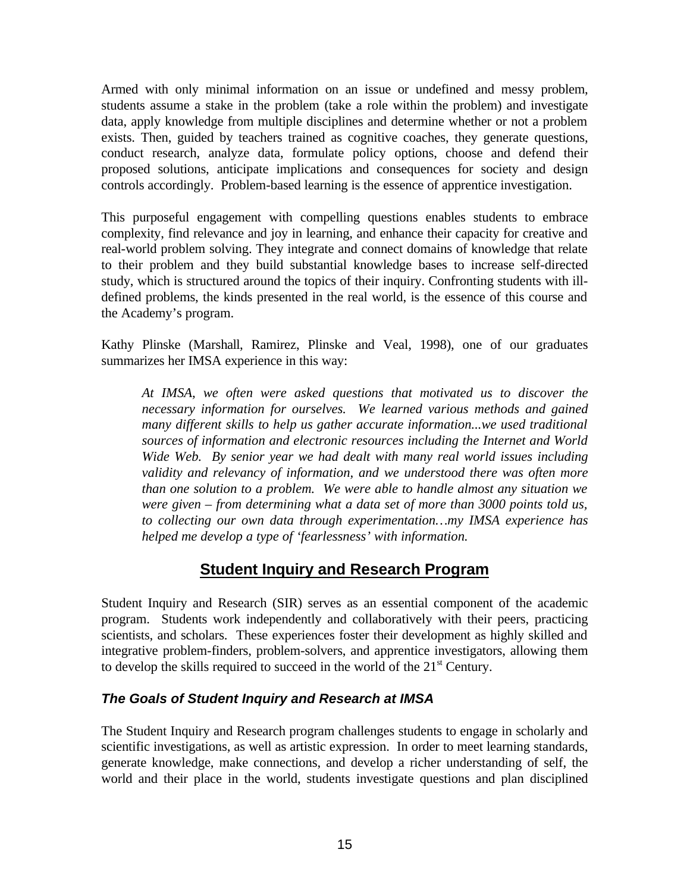Armed with only minimal information on an issue or undefined and messy problem, students assume a stake in the problem (take a role within the problem) and investigate data, apply knowledge from multiple disciplines and determine whether or not a problem exists. Then, guided by teachers trained as cognitive coaches, they generate questions, conduct research, analyze data, formulate policy options, choose and defend their proposed solutions, anticipate implications and consequences for society and design controls accordingly. Problem-based learning is the essence of apprentice investigation.

This purposeful engagement with compelling questions enables students to embrace complexity, find relevance and joy in learning, and enhance their capacity for creative and real-world problem solving. They integrate and connect domains of knowledge that relate to their problem and they build substantial knowledge bases to increase self-directed study, which is structured around the topics of their inquiry. Confronting students with ill-defined problems, the kinds presented in the real world, is the essence of this course and the Academy's program.

Kathy Plinske (Marshall, Ramirez, Plinske and Veal, 1998), one of our graduates summarizes her IMSA experience in this way:

> *At IMSA, we often were asked questions that motivated us to discover the necessary information for ourselves. We learned various methods and gained many different skills to help us gather accurate information...we used traditional sources of information and electronic resources including the Internet and World Wide Web. By senior year we had dealt with many real world issues including validity and relevancy of information, and we understood there was often more than one solution to a problem. We were able to handle almost any situation we were given – from determining what a data set of more than 3000 points told us, to collecting our own data through experimentation…my IMSA experience has helped me develop a type of 'fearlessness' with information.*

## Student Inquiry and Research Program

Student Inquiry and Research (SIR) serves as an essential component of the academic program. Students work independently and collaboratively with their peers, practicing scientists, and scholars. These experiences foster their development as highly skilled and integrative problem-finders, problem-solvers, and apprentice investigators, allowing them to develop the skills required to succeed in the world of the 21st Century.

### *The Goals of Student Inquiry and Research at IMSA*

The Student Inquiry and Research program challenges students to engage in scholarly and scientific investigations, as well as artistic expression. In order to meet learning standards, generate knowledge, make connections, and develop a richer understanding of self, the world and their place in the world, students investigate questions and plan disciplined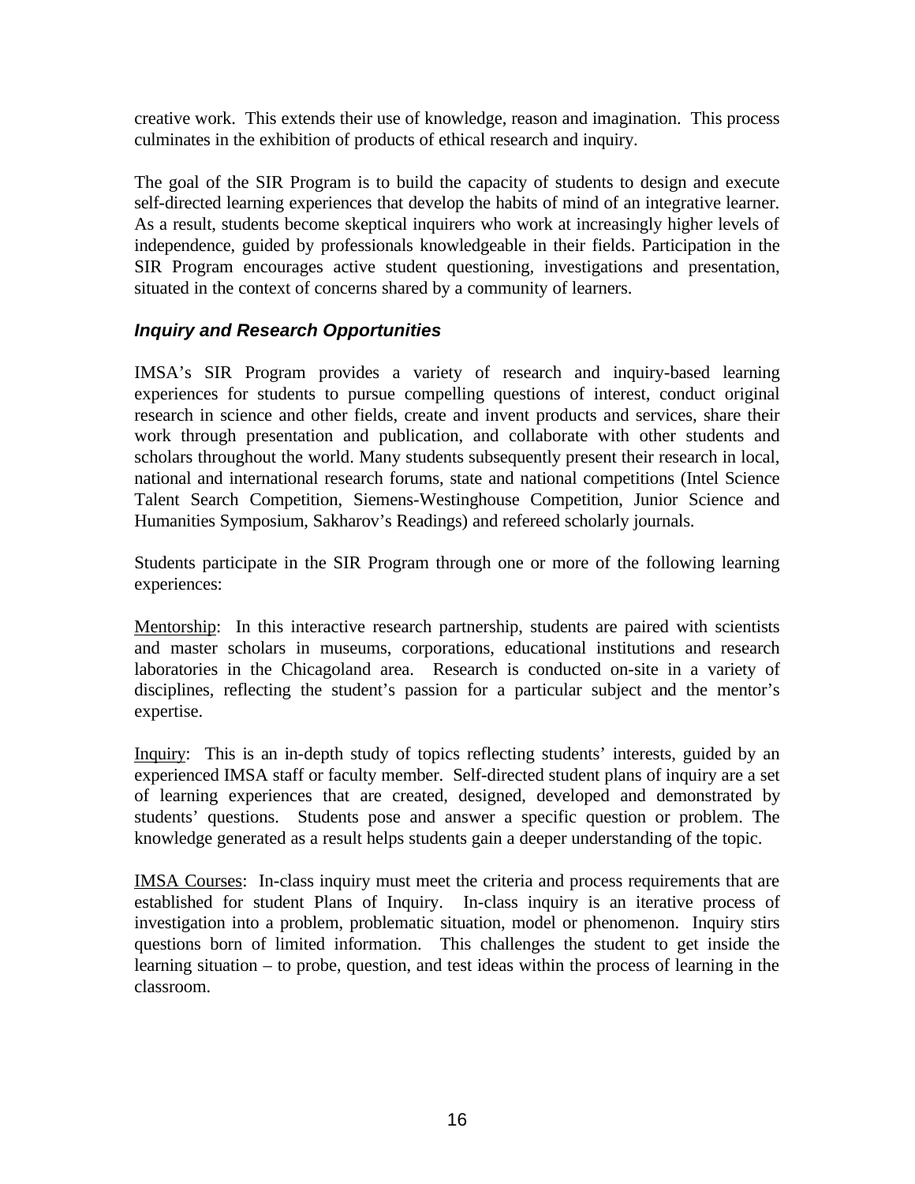creative work. This extends their use of knowledge, reason and imagination. This process culminates in the exhibition of products of ethical research and inquiry.

The goal of the SIR Program is to build the capacity of students to design and execute self-directed learning experiences that develop the habits of mind of an integrative learner. As a result, students become skeptical inquirers who work at increasingly higher levels of independence, guided by professionals knowledgeable in their fields. Participation in the SIR Program encourages active student questioning, investigations and presentation, situated in the context of concerns shared by a community of learners.

### *Inquiry and Research Opportunities*

IMSA's SIR Program provides a variety of research and inquiry-based learning experiences for students to pursue compelling questions of interest, conduct original research in science and other fields, create and invent products and services, share their work through presentation and publication, and collaborate with other students and scholars throughout the world. Many students subsequently present their research in local, national and international research forums, state and national competitions (Intel Science Talent Search Competition, Siemens-Westinghouse Competition, Junior Science and Humanities Symposium, Sakharov's Readings) and refereed scholarly journals.

Students participate in the SIR Program through one or more of the following learning experiences:

<u>Mentorship</u>: In this interactive research partnership, students are paired with scientists and master scholars in museums, corporations, educational institutions and research laboratories in the Chicagoland area. Research is conducted on-site in a variety of disciplines, reflecting the student's passion for a particular subject and the mentor's expertise.

<u>Inquiry</u>: This is an in-depth study of topics reflecting students' interests, guided by an experienced IMSA staff or faculty member. Self-directed student plans of inquiry are a set of learning experiences that are created, designed, developed and demonstrated by students' questions. Students pose and answer a specific question or problem. The knowledge generated as a result helps students gain a deeper understanding of the topic.

<u>IMSA Courses</u>: In-class inquiry must meet the criteria and process requirements that are established for student Plans of Inquiry. In-class inquiry is an iterative process of investigation into a problem, problematic situation, model or phenomenon. Inquiry stirs questions born of limited information. This challenges the student to get inside the learning situation – to probe, question, and test ideas within the process of learning in the classroom.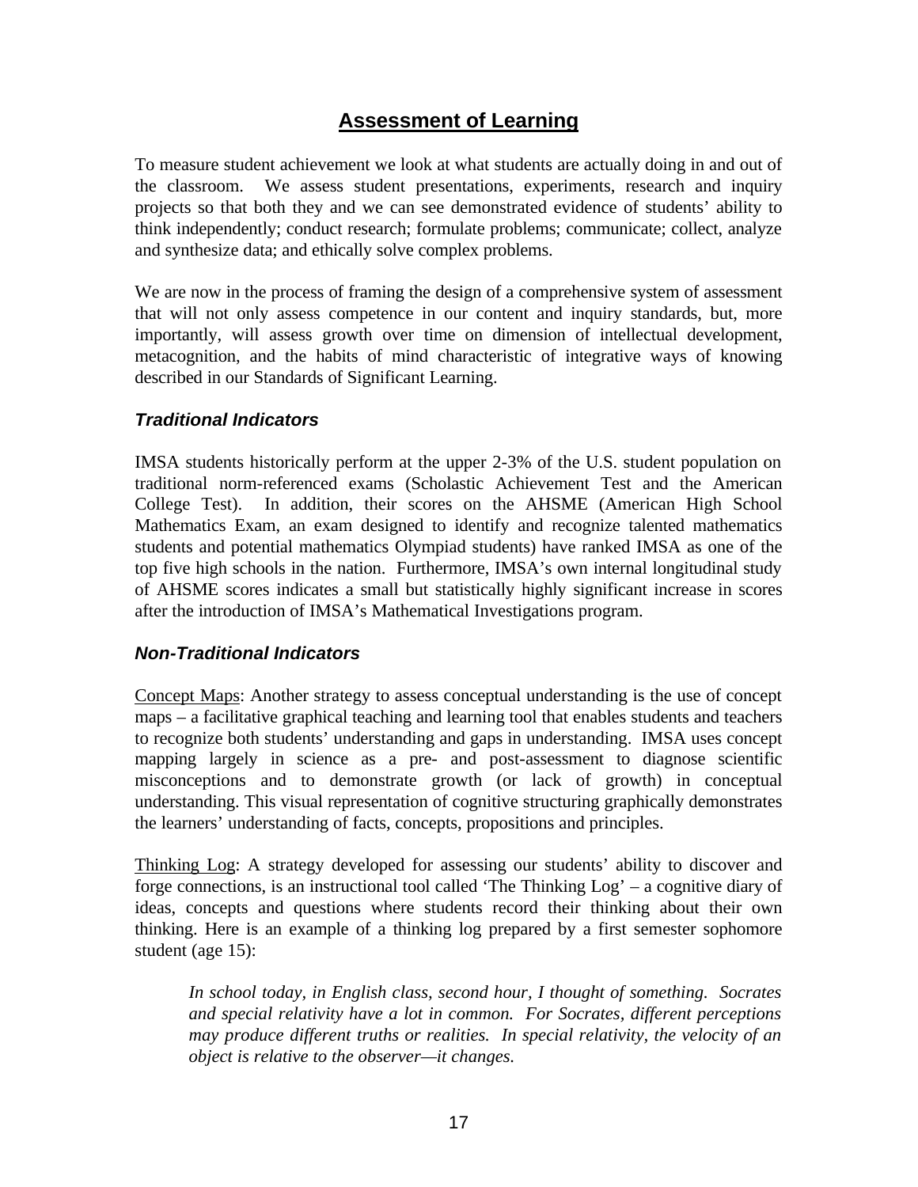## Assessment of Learning

To measure student achievement we look at what students are actually doing in and out of the classroom. We assess student presentations, experiments, research and inquiry projects so that both they and we can see demonstrated evidence of students' ability to think independently; conduct research; formulate problems; communicate; collect, analyze and synthesize data; and ethically solve complex problems.

We are now in the process of framing the design of a comprehensive system of assessment that will not only assess competence in our content and inquiry standards, but, more importantly, will assess growth over time on dimension of intellectual development, metacognition, and the habits of mind characteristic of integrative ways of knowing described in our Standards of Significant Learning.

### *Traditional Indicators*

IMSA students historically perform at the upper 2-3% of the U.S. student population on traditional norm-referenced exams (Scholastic Achievement Test and the American College Test). In addition, their scores on the AHSME (American High School Mathematics Exam, an exam designed to identify and recognize talented mathematics students and potential mathematics Olympiad students) have ranked IMSA as one of the top five high schools in the nation. Furthermore, IMSA's own internal longitudinal study of AHSME scores indicates a small but statistically highly significant increase in scores after the introduction of IMSA's Mathematical Investigations program.

### *Non-Traditional Indicators*

Concept Maps: Another strategy to assess conceptual understanding is the use of concept maps – a facilitative graphical teaching and learning tool that enables students and teachers to recognize both students' understanding and gaps in understanding. IMSA uses concept mapping largely in science as a pre- and post-assessment to diagnose scientific misconceptions and to demonstrate growth (or lack of growth) in conceptual understanding. This visual representation of cognitive structuring graphically demonstrates the learners' understanding of facts, concepts, propositions and principles.

Thinking Log: A strategy developed for assessing our students' ability to discover and forge connections, is an instructional tool called 'The Thinking Log' – a cognitive diary of ideas, concepts and questions where students record their thinking about their own thinking. Here is an example of a thinking log prepared by a first semester sophomore student (age 15):

> *In school today, in English class, second hour, I thought of something. Socrates and special relativity have a lot in common. For Socrates, different perceptions may produce different truths or realities. In special relativity, the velocity of an object is relative to the observer—it changes.*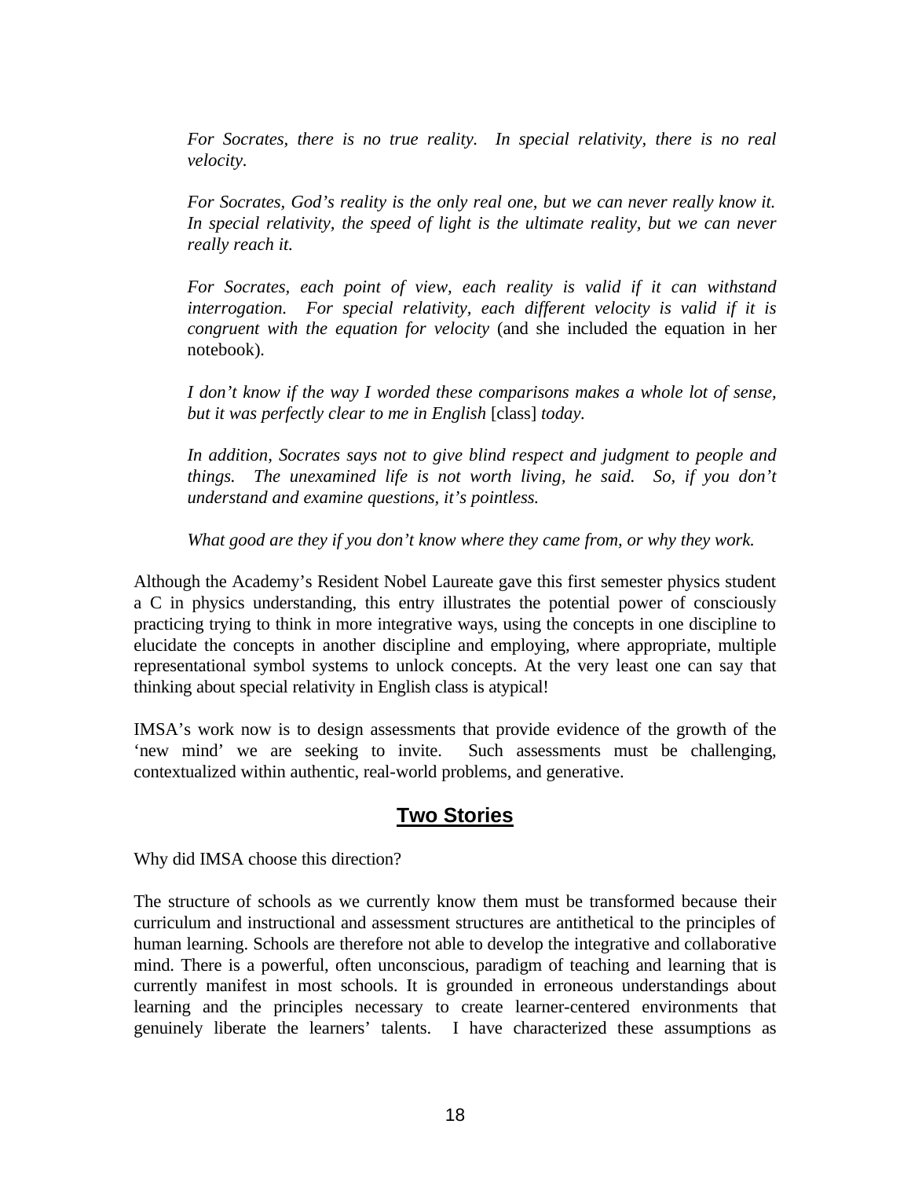> *For Socrates, there is no true reality. In special relativity, there is no real velocity.*
>
> *For Socrates, God's reality is the only real one, but we can never really know it. In special relativity, the speed of light is the ultimate reality, but we can never really reach it.*
>
> *For Socrates, each point of view, each reality is valid if it can withstand interrogation. For special relativity, each different velocity is valid if it is congruent with the equation for velocity* (and she included the equation in her notebook).
>
> *I don't know if the way I worded these comparisons makes a whole lot of sense, but it was perfectly clear to me in English* [class] *today.*
>
> *In addition, Socrates says not to give blind respect and judgment to people and things. The unexamined life is not worth living, he said. So, if you don't understand and examine questions, it's pointless.*
>
> *What good are they if you don't know where they came from, or why they work.*

Although the Academy's Resident Nobel Laureate gave this first semester physics student a C in physics understanding, this entry illustrates the potential power of consciously practicing trying to think in more integrative ways, using the concepts in one discipline to elucidate the concepts in another discipline and employing, where appropriate, multiple representational symbol systems to unlock concepts. At the very least one can say that thinking about special relativity in English class is atypical!

IMSA's work now is to design assessments that provide evidence of the growth of the 'new mind' we are seeking to invite. Such assessments must be challenging, contextualized within authentic, real-world problems, and generative.

## Two Stories

Why did IMSA choose this direction?

The structure of schools as we currently know them must be transformed because their curriculum and instructional and assessment structures are antithetical to the principles of human learning. Schools are therefore not able to develop the integrative and collaborative mind. There is a powerful, often unconscious, paradigm of teaching and learning that is currently manifest in most schools. It is grounded in erroneous understandings about learning and the principles necessary to create learner-centered environments that genuinely liberate the learners' talents. I have characterized these assumptions as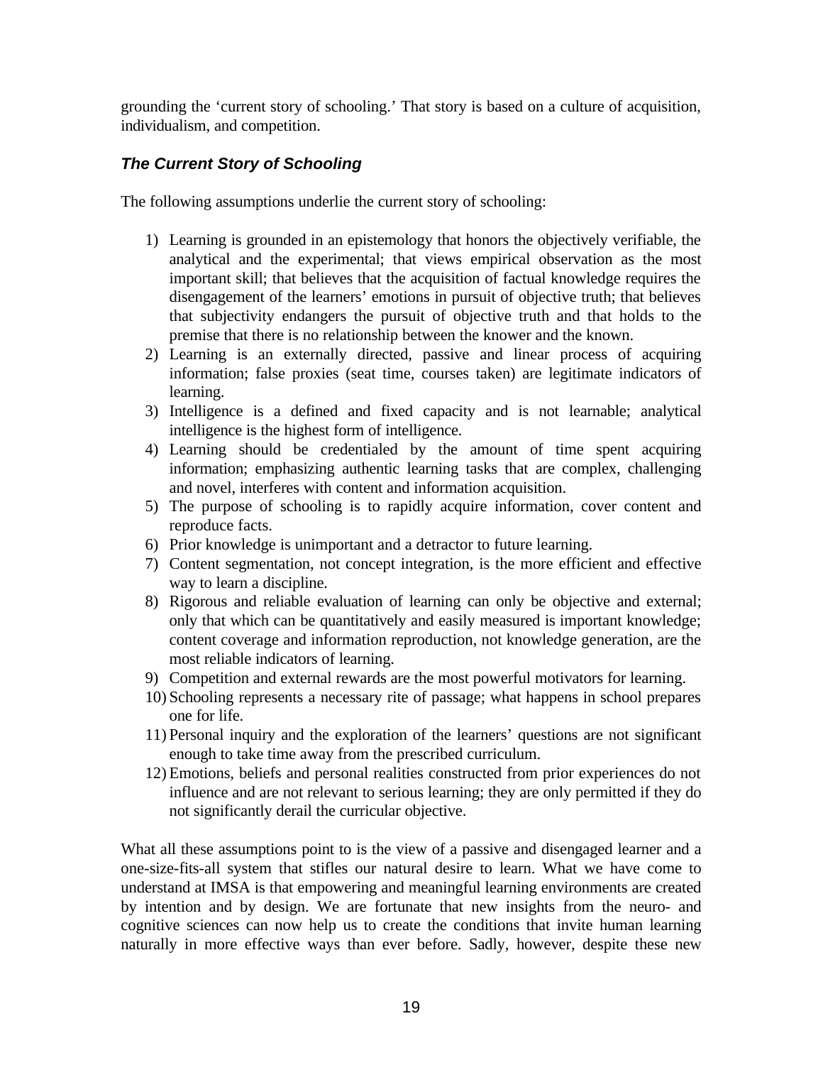grounding the ‘current story of schooling.’ That story is based on a culture of acquisition, individualism, and competition.

### *The Current Story of Schooling*

The following assumptions underlie the current story of schooling:

1) Learning is grounded in an epistemology that honors the objectively verifiable, the analytical and the experimental; that views empirical observation as the most important skill; that believes that the acquisition of factual knowledge requires the disengagement of the learners’ emotions in pursuit of objective truth; that believes that subjectivity endangers the pursuit of objective truth and that holds to the premise that there is no relationship between the knower and the known.
2) Learning is an externally directed, passive and linear process of acquiring information; false proxies (seat time, courses taken) are legitimate indicators of learning.
3) Intelligence is a defined and fixed capacity and is not learnable; analytical intelligence is the highest form of intelligence.
4) Learning should be credentialed by the amount of time spent acquiring information; emphasizing authentic learning tasks that are complex, challenging and novel, interferes with content and information acquisition.
5) The purpose of schooling is to rapidly acquire information, cover content and reproduce facts.
6) Prior knowledge is unimportant and a detractor to future learning.
7) Content segmentation, not concept integration, is the more efficient and effective way to learn a discipline.
8) Rigorous and reliable evaluation of learning can only be objective and external; only that which can be quantitatively and easily measured is important knowledge; content coverage and information reproduction, not knowledge generation, are the most reliable indicators of learning.
9) Competition and external rewards are the most powerful motivators for learning.
10) Schooling represents a necessary rite of passage; what happens in school prepares one for life.
11) Personal inquiry and the exploration of the learners’ questions are not significant enough to take time away from the prescribed curriculum.
12) Emotions, beliefs and personal realities constructed from prior experiences do not influence and are not relevant to serious learning; they are only permitted if they do not significantly derail the curricular objective.

What all these assumptions point to is the view of a passive and disengaged learner and a one-size-fits-all system that stifles our natural desire to learn. What we have come to understand at IMSA is that empowering and meaningful learning environments are created by intention and by design. We are fortunate that new insights from the neuro- and cognitive sciences can now help us to create the conditions that invite human learning naturally in more effective ways than ever before. Sadly, however, despite these new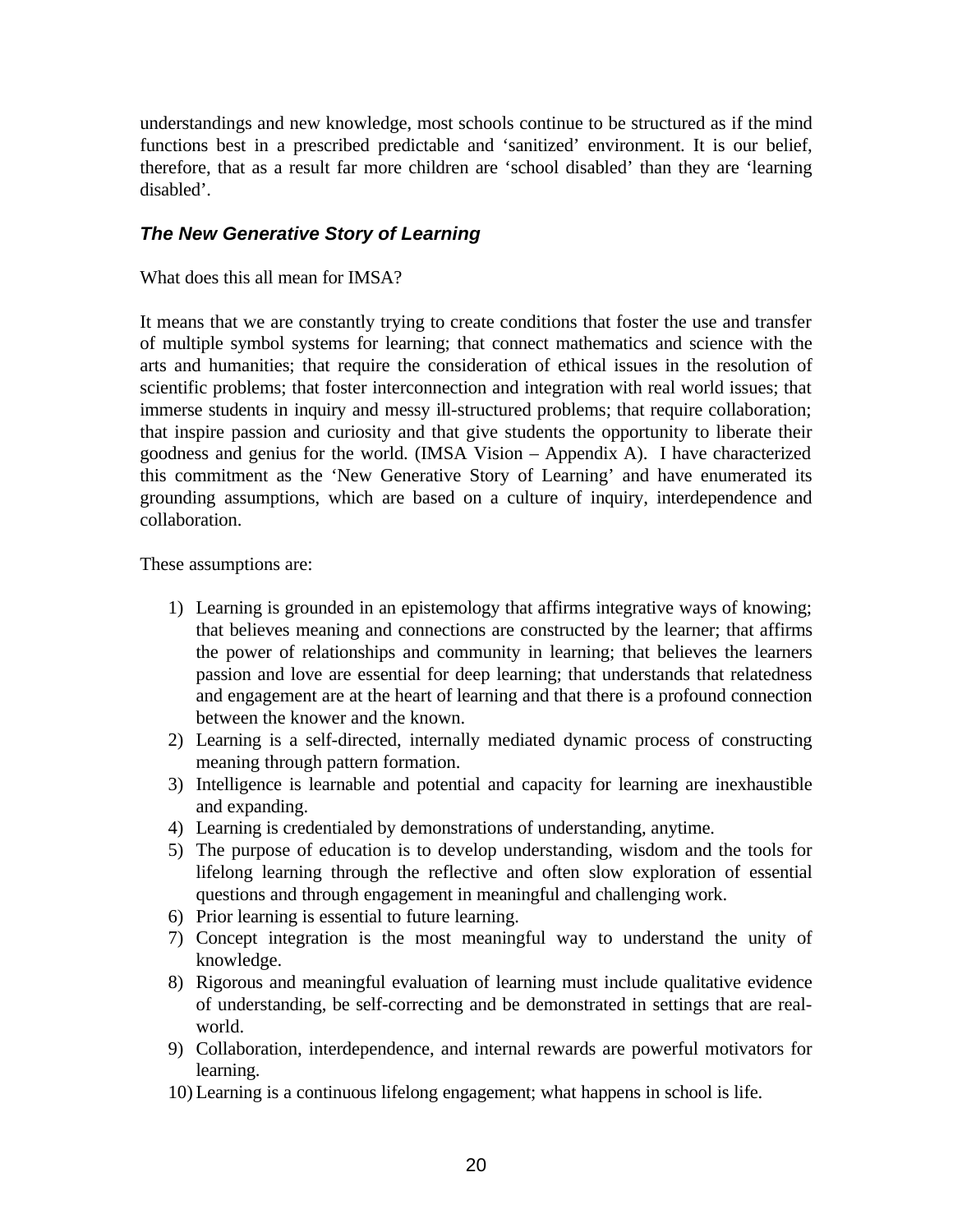understandings and new knowledge, most schools continue to be structured as if the mind functions best in a prescribed predictable and 'sanitized' environment. It is our belief, therefore, that as a result far more children are 'school disabled' than they are 'learning disabled'.

### *The New Generative Story of Learning*

What does this all mean for IMSA?

It means that we are constantly trying to create conditions that foster the use and transfer of multiple symbol systems for learning; that connect mathematics and science with the arts and humanities; that require the consideration of ethical issues in the resolution of scientific problems; that foster interconnection and integration with real world issues; that immerse students in inquiry and messy ill-structured problems; that require collaboration; that inspire passion and curiosity and that give students the opportunity to liberate their goodness and genius for the world. (IMSA Vision – Appendix A). I have characterized this commitment as the 'New Generative Story of Learning' and have enumerated its grounding assumptions, which are based on a culture of inquiry, interdependence and collaboration.

These assumptions are:

1) Learning is grounded in an epistemology that affirms integrative ways of knowing; that believes meaning and connections are constructed by the learner; that affirms the power of relationships and community in learning; that believes the learners passion and love are essential for deep learning; that understands that relatedness and engagement are at the heart of learning and that there is a profound connection between the knower and the known.
2) Learning is a self-directed, internally mediated dynamic process of constructing meaning through pattern formation.
3) Intelligence is learnable and potential and capacity for learning are inexhaustible and expanding.
4) Learning is credentialed by demonstrations of understanding, anytime.
5) The purpose of education is to develop understanding, wisdom and the tools for lifelong learning through the reflective and often slow exploration of essential questions and through engagement in meaningful and challenging work.
6) Prior learning is essential to future learning.
7) Concept integration is the most meaningful way to understand the unity of knowledge.
8) Rigorous and meaningful evaluation of learning must include qualitative evidence of understanding, be self-correcting and be demonstrated in settings that are real-world.
9) Collaboration, interdependence, and internal rewards are powerful motivators for learning.
10) Learning is a continuous lifelong engagement; what happens in school is life.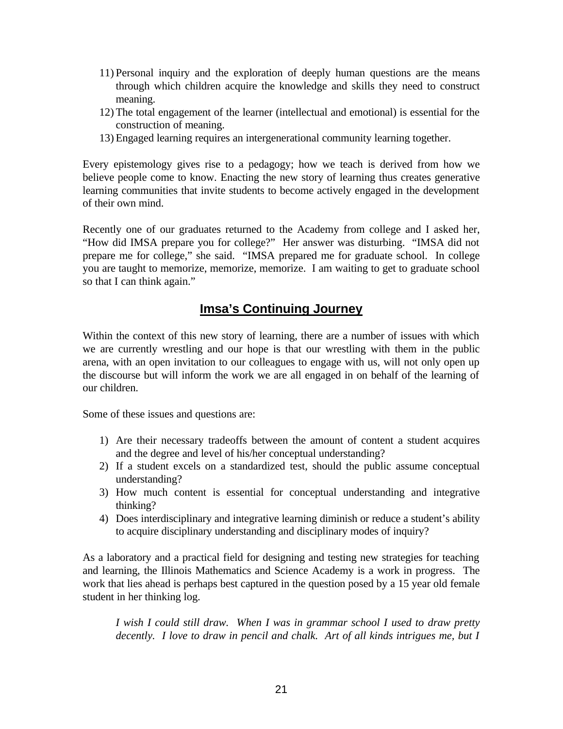11) Personal inquiry and the exploration of deeply human questions are the means through which children acquire the knowledge and skills they need to construct meaning.
12) The total engagement of the learner (intellectual and emotional) is essential for the construction of meaning.
13) Engaged learning requires an intergenerational community learning together.

Every epistemology gives rise to a pedagogy; how we teach is derived from how we believe people come to know. Enacting the new story of learning thus creates generative learning communities that invite students to become actively engaged in the development of their own mind.

Recently one of our graduates returned to the Academy from college and I asked her, "How did IMSA prepare you for college?" Her answer was disturbing. "IMSA did not prepare me for college," she said. "IMSA prepared me for graduate school. In college you are taught to memorize, memorize, memorize. I am waiting to get to graduate school so that I can think again."

## Imsa's Continuing Journey

Within the context of this new story of learning, there are a number of issues with which we are currently wrestling and our hope is that our wrestling with them in the public arena, with an open invitation to our colleagues to engage with us, will not only open up the discourse but will inform the work we are all engaged in on behalf of the learning of our children.

Some of these issues and questions are:

1) Are their necessary tradeoffs between the amount of content a student acquires and the degree and level of his/her conceptual understanding?
2) If a student excels on a standardized test, should the public assume conceptual understanding?
3) How much content is essential for conceptual understanding and integrative thinking?
4) Does interdisciplinary and integrative learning diminish or reduce a student's ability to acquire disciplinary understanding and disciplinary modes of inquiry?

As a laboratory and a practical field for designing and testing new strategies for teaching and learning, the Illinois Mathematics and Science Academy is a work in progress. The work that lies ahead is perhaps best captured in the question posed by a 15 year old female student in her thinking log.

> *I wish I could still draw. When I was in grammar school I used to draw pretty decently. I love to draw in pencil and chalk. Art of all kinds intrigues me, but I*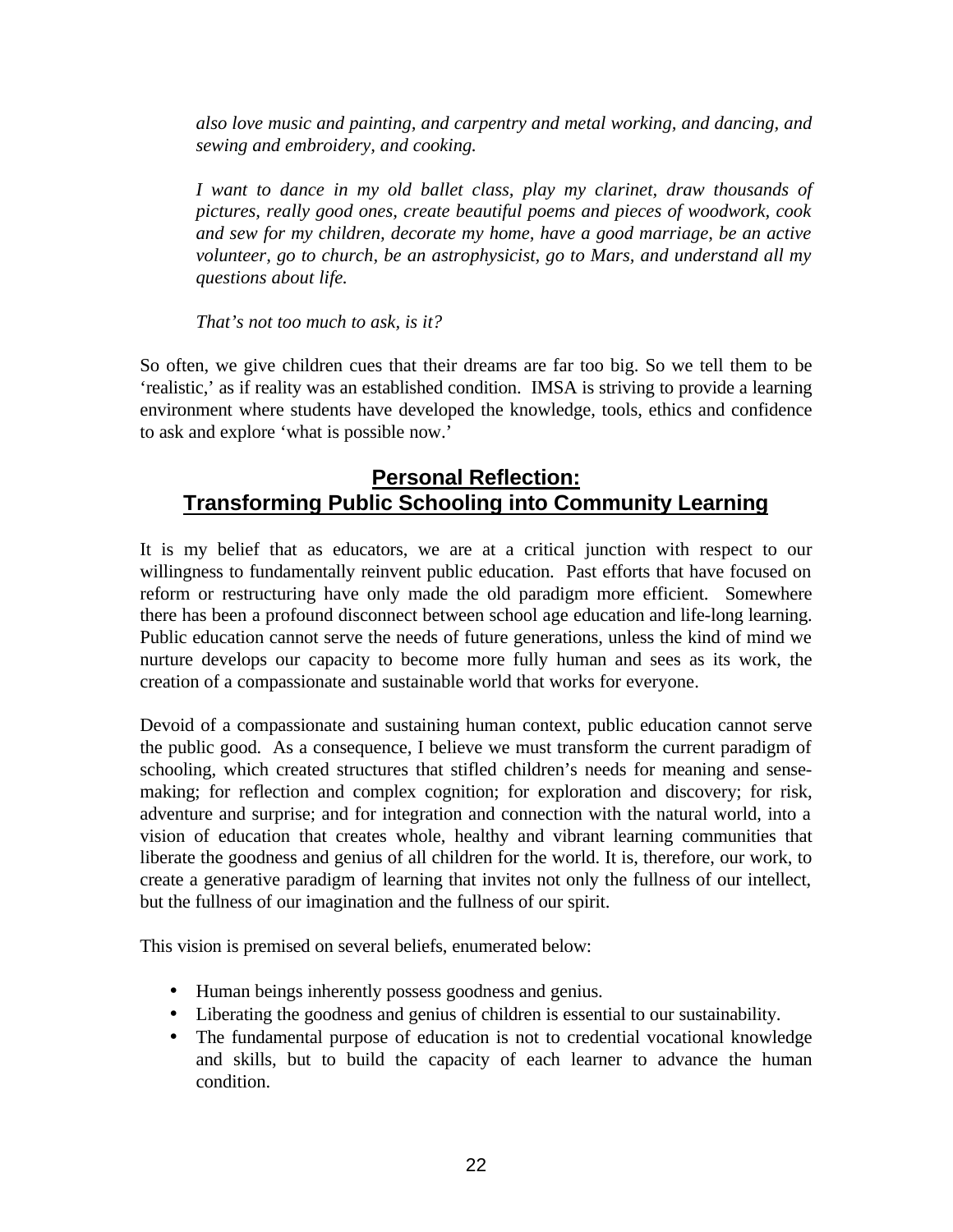*also love music and painting, and carpentry and metal working, and dancing, and sewing and embroidery, and cooking.*

*I want to dance in my old ballet class, play my clarinet, draw thousands of pictures, really good ones, create beautiful poems and pieces of woodwork, cook and sew for my children, decorate my home, have a good marriage, be an active volunteer, go to church, be an astrophysicist, go to Mars, and understand all my questions about life.*

*That's not too much to ask, is it?*

So often, we give children cues that their dreams are far too big. So we tell them to be 'realistic,' as if reality was an established condition. IMSA is striving to provide a learning environment where students have developed the knowledge, tools, ethics and confidence to ask and explore 'what is possible now.'

## Personal Reflection: Transforming Public Schooling into Community Learning

It is my belief that as educators, we are at a critical junction with respect to our willingness to fundamentally reinvent public education. Past efforts that have focused on reform or restructuring have only made the old paradigm more efficient. Somewhere there has been a profound disconnect between school age education and life-long learning. Public education cannot serve the needs of future generations, unless the kind of mind we nurture develops our capacity to become more fully human and sees as its work, the creation of a compassionate and sustainable world that works for everyone.

Devoid of a compassionate and sustaining human context, public education cannot serve the public good. As a consequence, I believe we must transform the current paradigm of schooling, which created structures that stifled children's needs for meaning and sense-making; for reflection and complex cognition; for exploration and discovery; for risk, adventure and surprise; and for integration and connection with the natural world, into a vision of education that creates whole, healthy and vibrant learning communities that liberate the goodness and genius of all children for the world. It is, therefore, our work, to create a generative paradigm of learning that invites not only the fullness of our intellect, but the fullness of our imagination and the fullness of our spirit.

This vision is premised on several beliefs, enumerated below:

- Human beings inherently possess goodness and genius.
- Liberating the goodness and genius of children is essential to our sustainability.
- The fundamental purpose of education is not to credential vocational knowledge and skills, but to build the capacity of each learner to advance the human condition.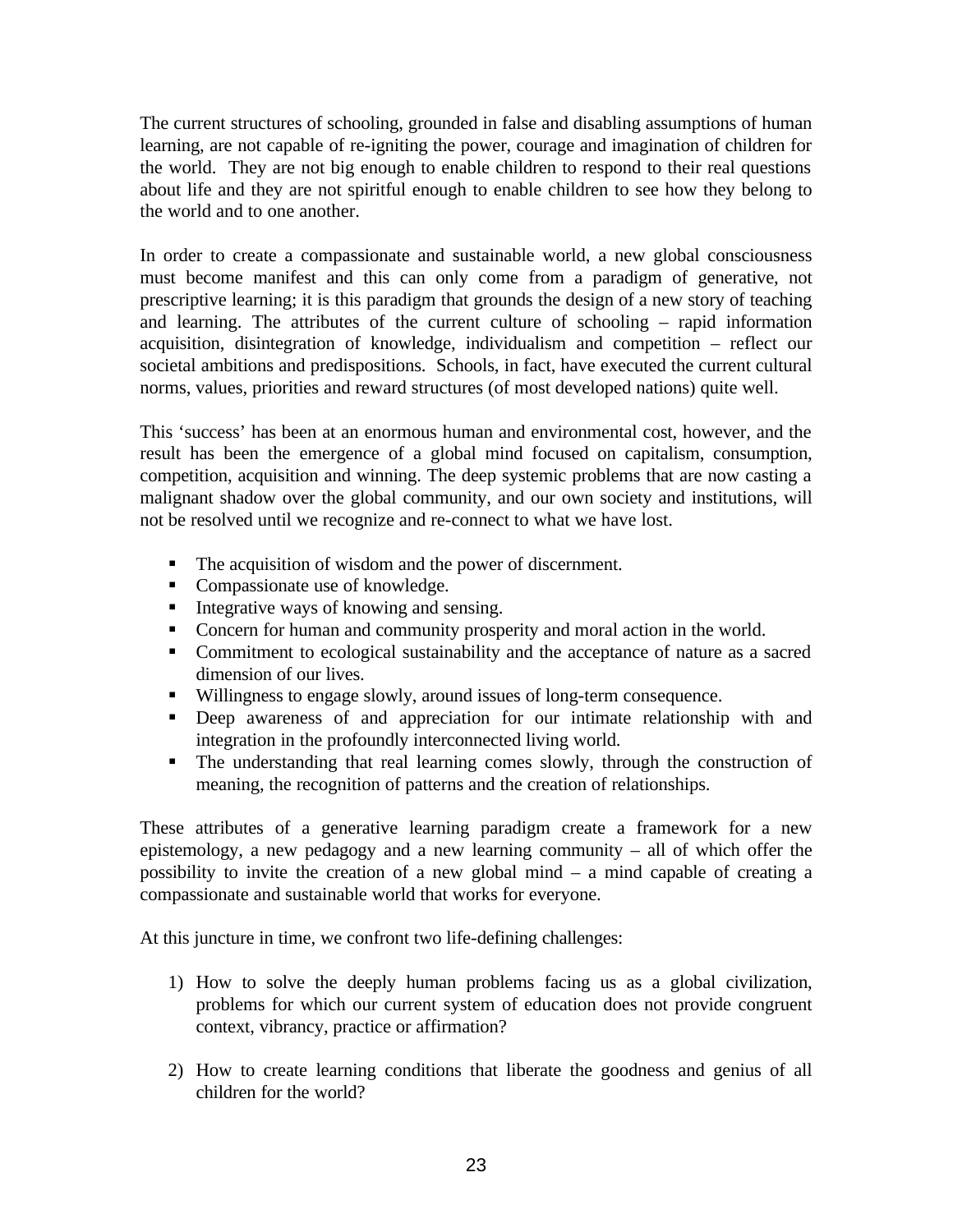The current structures of schooling, grounded in false and disabling assumptions of human learning, are not capable of re-igniting the power, courage and imagination of children for the world. They are not big enough to enable children to respond to their real questions about life and they are not spiritful enough to enable children to see how they belong to the world and to one another.

In order to create a compassionate and sustainable world, a new global consciousness must become manifest and this can only come from a paradigm of generative, not prescriptive learning; it is this paradigm that grounds the design of a new story of teaching and learning. The attributes of the current culture of schooling – rapid information acquisition, disintegration of knowledge, individualism and competition – reflect our societal ambitions and predispositions. Schools, in fact, have executed the current cultural norms, values, priorities and reward structures (of most developed nations) quite well.

This 'success' has been at an enormous human and environmental cost, however, and the result has been the emergence of a global mind focused on capitalism, consumption, competition, acquisition and winning. The deep systemic problems that are now casting a malignant shadow over the global community, and our own society and institutions, will not be resolved until we recognize and re-connect to what we have lost.

- The acquisition of wisdom and the power of discernment.
- Compassionate use of knowledge.
- Integrative ways of knowing and sensing.
- Concern for human and community prosperity and moral action in the world.
- Commitment to ecological sustainability and the acceptance of nature as a sacred dimension of our lives.
- Willingness to engage slowly, around issues of long-term consequence.
- Deep awareness of and appreciation for our intimate relationship with and integration in the profoundly interconnected living world.
- The understanding that real learning comes slowly, through the construction of meaning, the recognition of patterns and the creation of relationships.

These attributes of a generative learning paradigm create a framework for a new epistemology, a new pedagogy and a new learning community – all of which offer the possibility to invite the creation of a new global mind – a mind capable of creating a compassionate and sustainable world that works for everyone.

At this juncture in time, we confront two life-defining challenges:

1) How to solve the deeply human problems facing us as a global civilization, problems for which our current system of education does not provide congruent context, vibrancy, practice or affirmation?

2) How to create learning conditions that liberate the goodness and genius of all children for the world?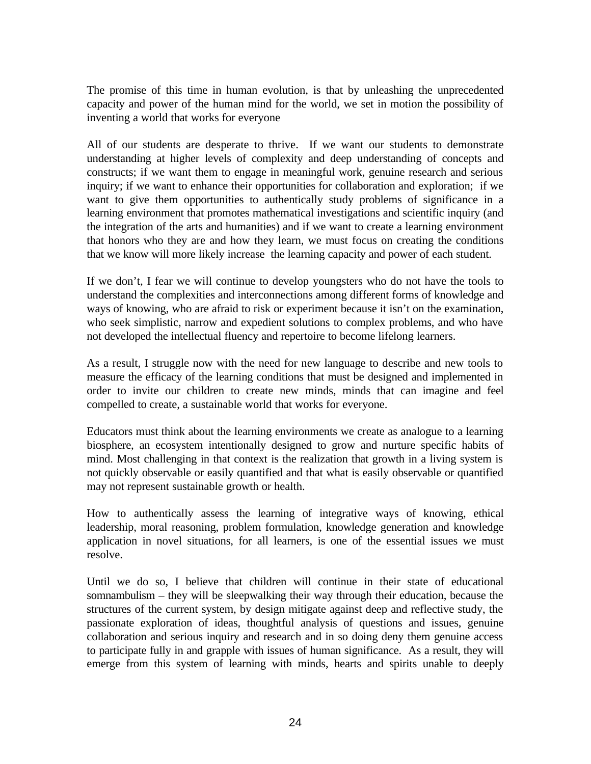The promise of this time in human evolution, is that by unleashing the unprecedented capacity and power of the human mind for the world, we set in motion the possibility of inventing a world that works for everyone

All of our students are desperate to thrive. If we want our students to demonstrate understanding at higher levels of complexity and deep understanding of concepts and constructs; if we want them to engage in meaningful work, genuine research and serious inquiry; if we want to enhance their opportunities for collaboration and exploration; if we want to give them opportunities to authentically study problems of significance in a learning environment that promotes mathematical investigations and scientific inquiry (and the integration of the arts and humanities) and if we want to create a learning environment that honors who they are and how they learn, we must focus on creating the conditions that we know will more likely increase the learning capacity and power of each student.

If we don't, I fear we will continue to develop youngsters who do not have the tools to understand the complexities and interconnections among different forms of knowledge and ways of knowing, who are afraid to risk or experiment because it isn't on the examination, who seek simplistic, narrow and expedient solutions to complex problems, and who have not developed the intellectual fluency and repertoire to become lifelong learners.

As a result, I struggle now with the need for new language to describe and new tools to measure the efficacy of the learning conditions that must be designed and implemented in order to invite our children to create new minds, minds that can imagine and feel compelled to create, a sustainable world that works for everyone.

Educators must think about the learning environments we create as analogue to a learning biosphere, an ecosystem intentionally designed to grow and nurture specific habits of mind. Most challenging in that context is the realization that growth in a living system is not quickly observable or easily quantified and that what is easily observable or quantified may not represent sustainable growth or health.

How to authentically assess the learning of integrative ways of knowing, ethical leadership, moral reasoning, problem formulation, knowledge generation and knowledge application in novel situations, for all learners, is one of the essential issues we must resolve.

Until we do so, I believe that children will continue in their state of educational somnambulism – they will be sleepwalking their way through their education, because the structures of the current system, by design mitigate against deep and reflective study, the passionate exploration of ideas, thoughtful analysis of questions and issues, genuine collaboration and serious inquiry and research and in so doing deny them genuine access to participate fully in and grapple with issues of human significance. As a result, they will emerge from this system of learning with minds, hearts and spirits unable to deeply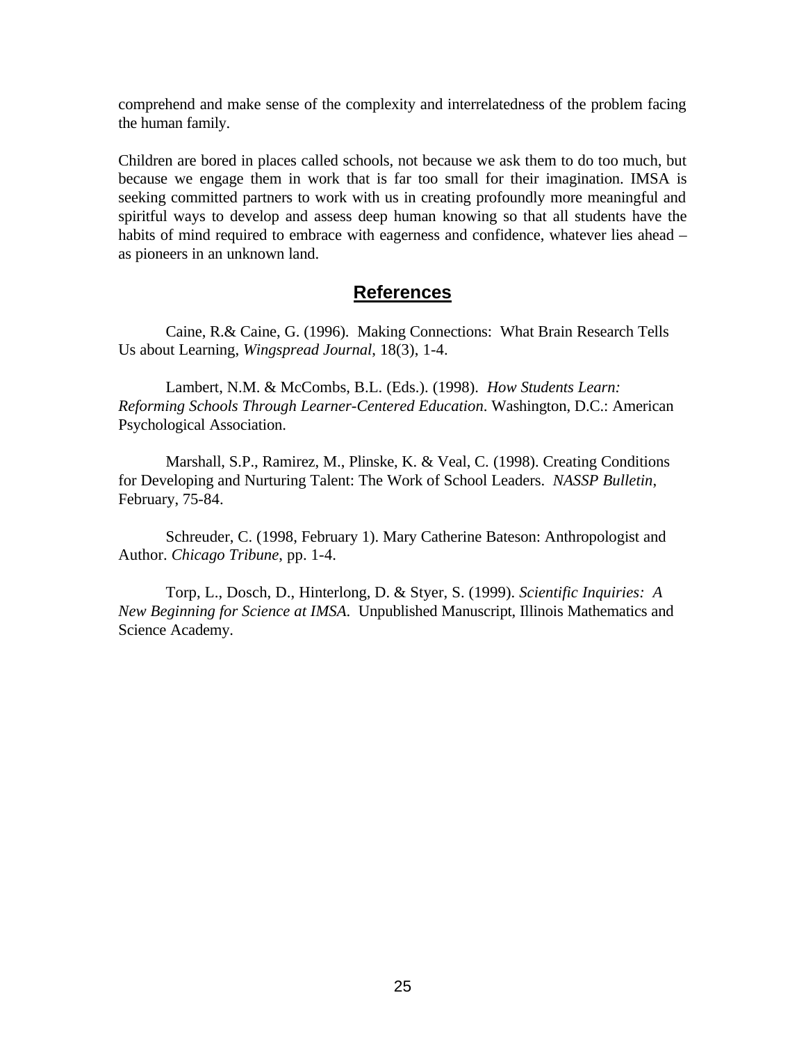comprehend and make sense of the complexity and interrelatedness of the problem facing the human family.

Children are bored in places called schools, not because we ask them to do too much, but because we engage them in work that is far too small for their imagination. IMSA is seeking committed partners to work with us in creating profoundly more meaningful and spiritful ways to develop and assess deep human knowing so that all students have the habits of mind required to embrace with eagerness and confidence, whatever lies ahead – as pioneers in an unknown land.

## References

Caine, R.& Caine, G. (1996). Making Connections: What Brain Research Tells Us about Learning, *Wingspread Journal*, 18(3), 1-4.

Lambert, N.M. & McCombs, B.L. (Eds.). (1998). *How Students Learn: Reforming Schools Through Learner-Centered Education*. Washington, D.C.: American Psychological Association.

Marshall, S.P., Ramirez, M., Plinske, K. & Veal, C. (1998). Creating Conditions for Developing and Nurturing Talent: The Work of School Leaders. *NASSP Bulletin*, February, 75-84.

Schreuder, C. (1998, February 1). Mary Catherine Bateson: Anthropologist and Author. *Chicago Tribune*, pp. 1-4.

Torp, L., Dosch, D., Hinterlong, D. & Styer, S. (1999). *Scientific Inquiries: A New Beginning for Science at IMSA*. Unpublished Manuscript, Illinois Mathematics and Science Academy.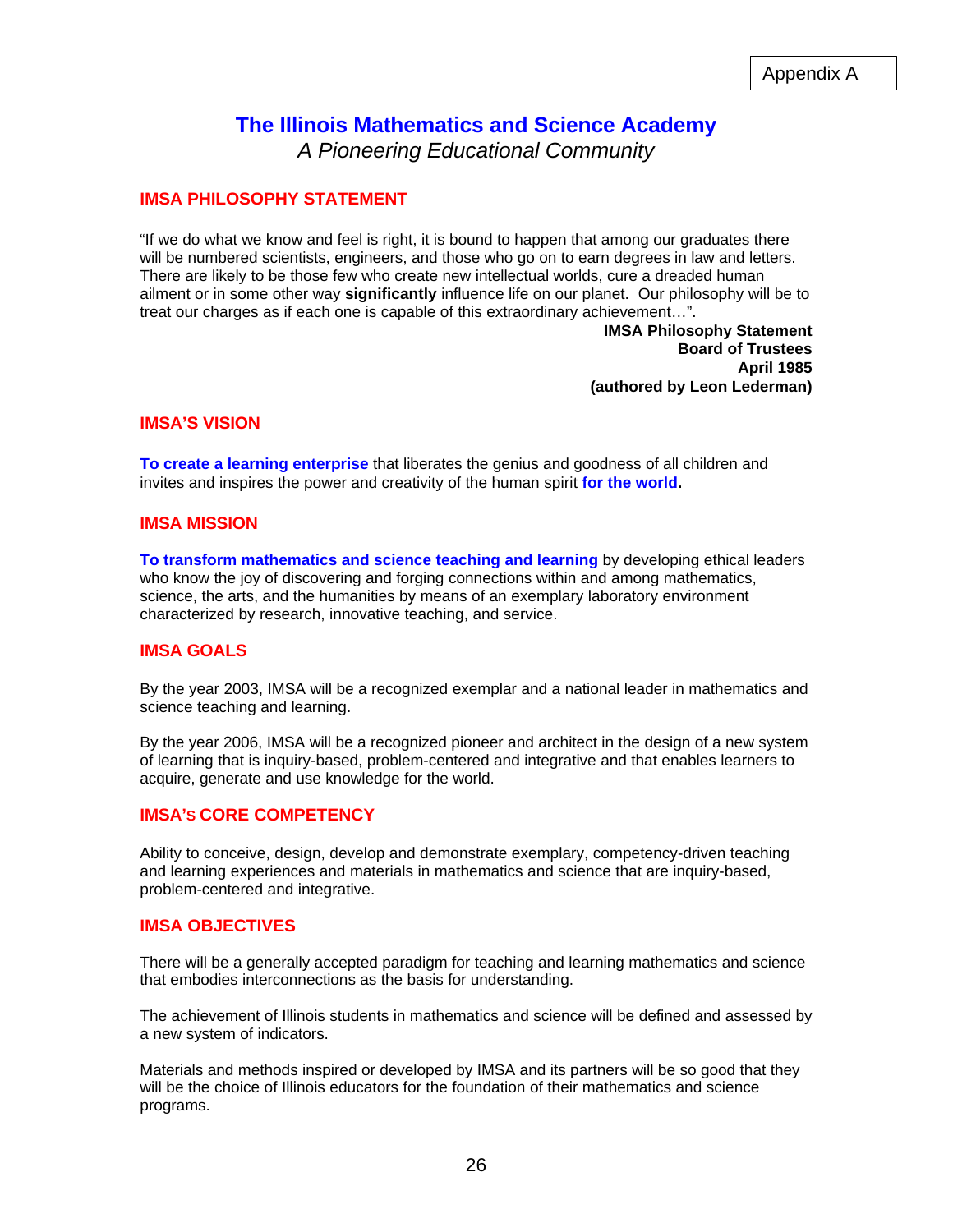Appendix A

# The Illinois Mathematics and Science Academy

*A Pioneering Educational Community*

## IMSA PHILOSOPHY STATEMENT

"If we do what we know and feel is right, it is bound to happen that among our graduates there will be numbered scientists, engineers, and those who go on to earn degrees in law and letters. There are likely to be those few who create new intellectual worlds, cure a dreaded human ailment or in some other way **significantly** influence life on our planet. Our philosophy will be to treat our charges as if each one is capable of this extraordinary achievement…".

**IMSA Philosophy Statement**
**Board of Trustees**
**April 1985**
**(authored by Leon Lederman)**

## IMSA'S VISION

**To create a learning enterprise** that liberates the genius and goodness of all children and invites and inspires the power and creativity of the human spirit **for the world.**

## IMSA MISSION

**To transform mathematics and science teaching and learning** by developing ethical leaders who know the joy of discovering and forging connections within and among mathematics, science, the arts, and the humanities by means of an exemplary laboratory environment characterized by research, innovative teaching, and service.

## IMSA GOALS

By the year 2003, IMSA will be a recognized exemplar and a national leader in mathematics and science teaching and learning.

By the year 2006, IMSA will be a recognized pioneer and architect in the design of a new system of learning that is inquiry-based, problem-centered and integrative and that enables learners to acquire, generate and use knowledge for the world.

## IMSA's CORE COMPETENCY

Ability to conceive, design, develop and demonstrate exemplary, competency-driven teaching and learning experiences and materials in mathematics and science that are inquiry-based, problem-centered and integrative.

## IMSA OBJECTIVES

There will be a generally accepted paradigm for teaching and learning mathematics and science that embodies interconnections as the basis for understanding.

The achievement of Illinois students in mathematics and science will be defined and assessed by a new system of indicators.

Materials and methods inspired or developed by IMSA and its partners will be so good that they will be the choice of Illinois educators for the foundation of their mathematics and science programs.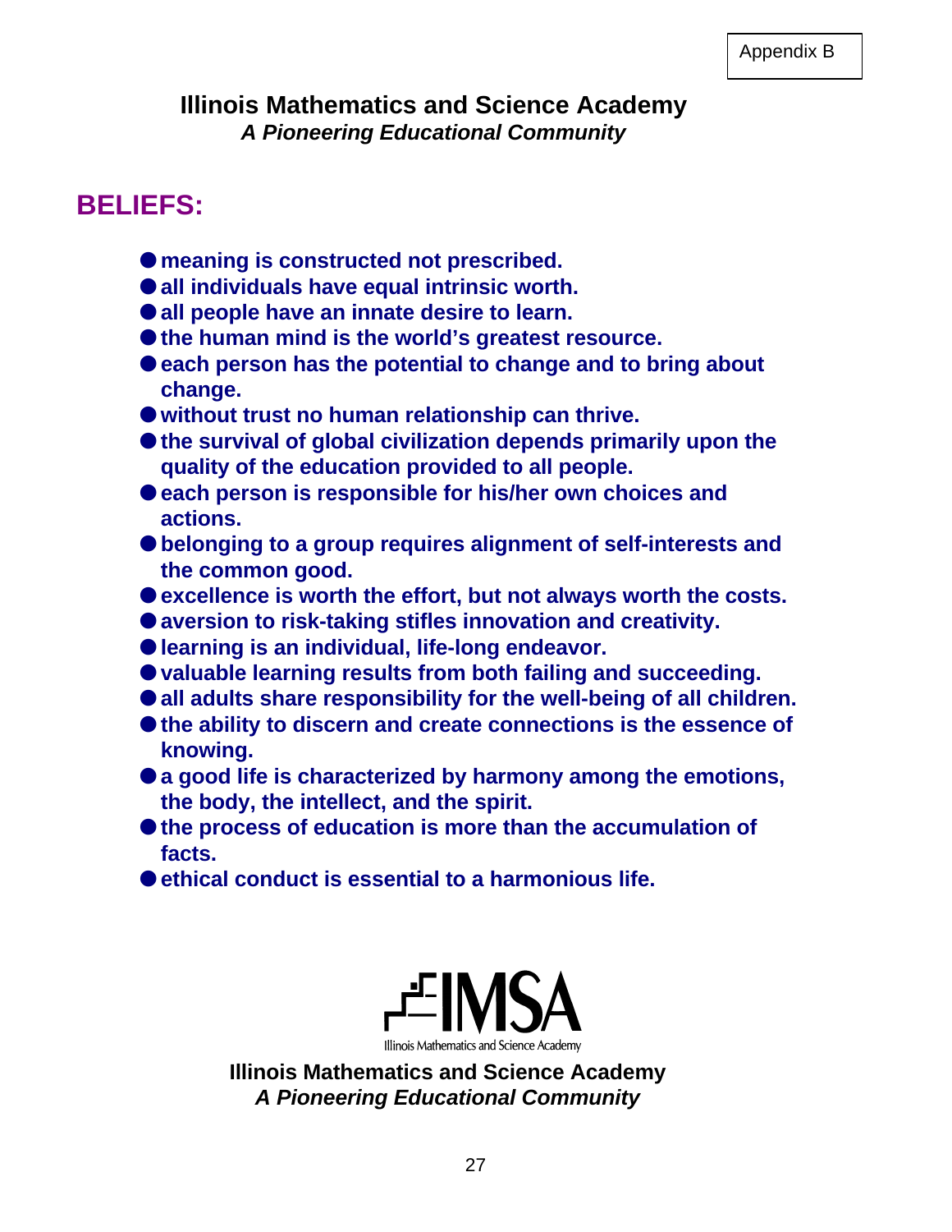Appendix B

**Illinois Mathematics and Science Academy**
***A Pioneering Educational Community***

## BELIEFS:

- **meaning is constructed not prescribed.**
- **all individuals have equal intrinsic worth.**
- **all people have an innate desire to learn.**
- **the human mind is the world's greatest resource.**
- **each person has the potential to change and to bring about change.**
- **without trust no human relationship can thrive.**
- **the survival of global civilization depends primarily upon the quality of the education provided to all people.**
- **each person is responsible for his/her own choices and actions.**
- **belonging to a group requires alignment of self-interests and the common good.**
- **excellence is worth the effort, but not always worth the costs.**
- **aversion to risk-taking stifles innovation and creativity.**
- **learning is an individual, life-long endeavor.**
- **valuable learning results from both failing and succeeding.**
- **all adults share responsibility for the well-being of all children.**
- **the ability to discern and create connections is the essence of knowing.**
- **a good life is characterized by harmony among the emotions, the body, the intellect, and the spirit.**
- **the process of education is more than the accumulation of facts.**
- **ethical conduct is essential to a harmonious life.**

IMSA
Illinois Mathematics and Science Academy

**Illinois Mathematics and Science Academy**
***A Pioneering Educational Community***